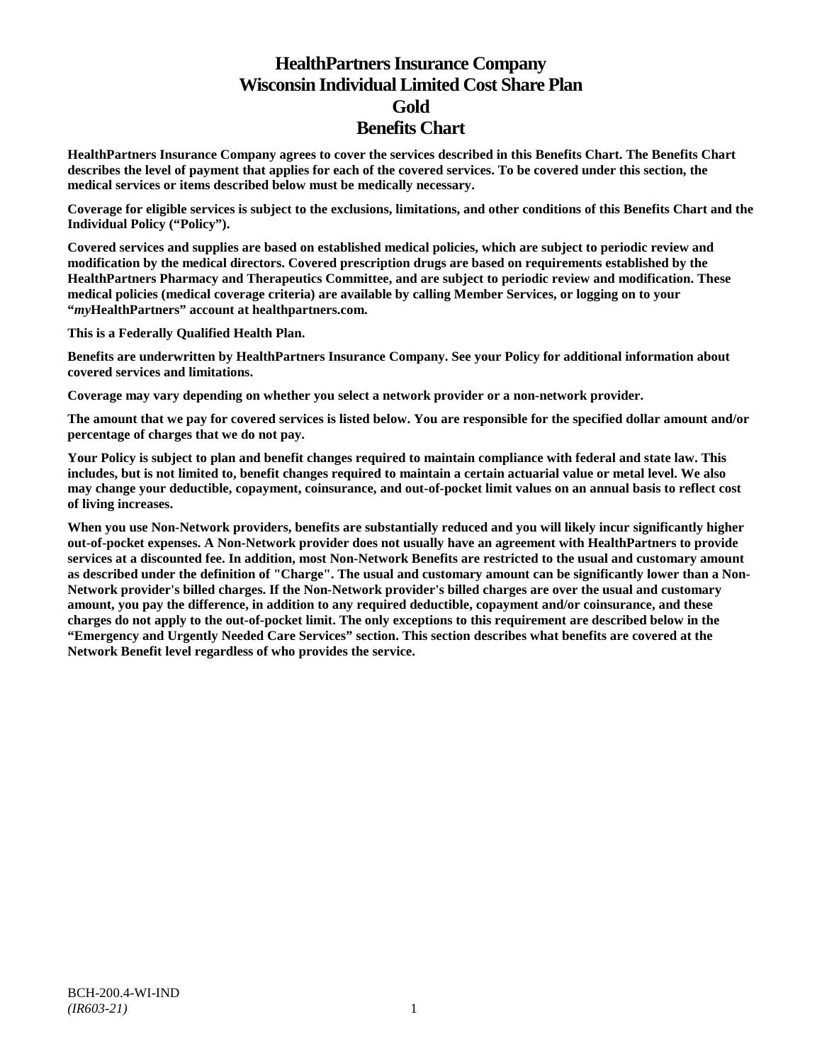# HealthPartners Insurance Company
# Wisconsin Individual Limited Cost Share Plan
# Gold
# Benefits Chart

**HealthPartners Insurance Company agrees to cover the services described in this Benefits Chart. The Benefits Chart describes the level of payment that applies for each of the covered services. To be covered under this section, the medical services or items described below must be medically necessary.**

**Coverage for eligible services is subject to the exclusions, limitations, and other conditions of this Benefits Chart and the Individual Policy ("Policy").**

**Covered services and supplies are based on established medical policies, which are subject to periodic review and modification by the medical directors. Covered prescription drugs are based on requirements established by the HealthPartners Pharmacy and Therapeutics Committee, and are subject to periodic review and modification. These medical policies (medical coverage criteria) are available by calling Member Services, or logging on to your "*my*HealthPartners" account at healthpartners.com.**

**This is a Federally Qualified Health Plan.**

**Benefits are underwritten by HealthPartners Insurance Company. See your Policy for additional information about covered services and limitations.**

**Coverage may vary depending on whether you select a network provider or a non-network provider.**

**The amount that we pay for covered services is listed below. You are responsible for the specified dollar amount and/or percentage of charges that we do not pay.**

**Your Policy is subject to plan and benefit changes required to maintain compliance with federal and state law. This includes, but is not limited to, benefit changes required to maintain a certain actuarial value or metal level. We also may change your deductible, copayment, coinsurance, and out-of-pocket limit values on an annual basis to reflect cost of living increases.**

**When you use Non-Network providers, benefits are substantially reduced and you will likely incur significantly higher out-of-pocket expenses. A Non-Network provider does not usually have an agreement with HealthPartners to provide services at a discounted fee. In addition, most Non-Network Benefits are restricted to the usual and customary amount as described under the definition of "Charge". The usual and customary amount can be significantly lower than a Non-Network provider's billed charges. If the Non-Network provider's billed charges are over the usual and customary amount, you pay the difference, in addition to any required deductible, copayment and/or coinsurance, and these charges do not apply to the out-of-pocket limit. The only exceptions to this requirement are described below in the "Emergency and Urgently Needed Care Services" section. This section describes what benefits are covered at the Network Benefit level regardless of who provides the service.**

BCH-200.4-WI-IND
*(IR603-21)*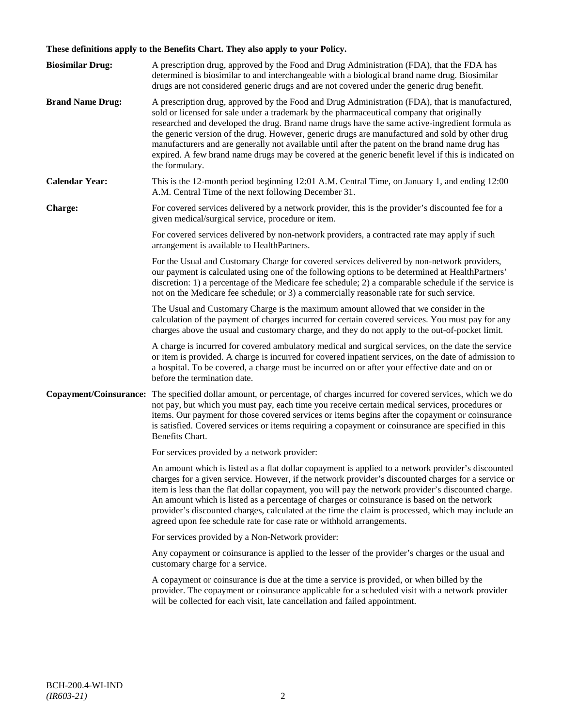**These definitions apply to the Benefits Chart. They also apply to your Policy.**

**Biosimilar Drug:** A prescription drug, approved by the Food and Drug Administration (FDA), that the FDA has determined is biosimilar to and interchangeable with a biological brand name drug. Biosimilar drugs are not considered generic drugs and are not covered under the generic drug benefit.

**Brand Name Drug:** A prescription drug, approved by the Food and Drug Administration (FDA), that is manufactured, sold or licensed for sale under a trademark by the pharmaceutical company that originally researched and developed the drug. Brand name drugs have the same active-ingredient formula as the generic version of the drug. However, generic drugs are manufactured and sold by other drug manufacturers and are generally not available until after the patent on the brand name drug has expired. A few brand name drugs may be covered at the generic benefit level if this is indicated on the formulary.

**Calendar Year:** This is the 12-month period beginning 12:01 A.M. Central Time, on January 1, and ending 12:00 A.M. Central Time of the next following December 31.

**Charge:** For covered services delivered by a network provider, this is the provider's discounted fee for a given medical/surgical service, procedure or item.

For covered services delivered by non-network providers, a contracted rate may apply if such arrangement is available to HealthPartners.

For the Usual and Customary Charge for covered services delivered by non-network providers, our payment is calculated using one of the following options to be determined at HealthPartners' discretion: 1) a percentage of the Medicare fee schedule; 2) a comparable schedule if the service is not on the Medicare fee schedule; or 3) a commercially reasonable rate for such service.

The Usual and Customary Charge is the maximum amount allowed that we consider in the calculation of the payment of charges incurred for certain covered services. You must pay for any charges above the usual and customary charge, and they do not apply to the out-of-pocket limit.

A charge is incurred for covered ambulatory medical and surgical services, on the date the service or item is provided. A charge is incurred for covered inpatient services, on the date of admission to a hospital. To be covered, a charge must be incurred on or after your effective date and on or before the termination date.

**Copayment/Coinsurance:** The specified dollar amount, or percentage, of charges incurred for covered services, which we do not pay, but which you must pay, each time you receive certain medical services, procedures or items. Our payment for those covered services or items begins after the copayment or coinsurance is satisfied. Covered services or items requiring a copayment or coinsurance are specified in this Benefits Chart.

For services provided by a network provider:

An amount which is listed as a flat dollar copayment is applied to a network provider's discounted charges for a given service. However, if the network provider's discounted charges for a service or item is less than the flat dollar copayment, you will pay the network provider's discounted charge. An amount which is listed as a percentage of charges or coinsurance is based on the network provider's discounted charges, calculated at the time the claim is processed, which may include an agreed upon fee schedule rate for case rate or withhold arrangements.

For services provided by a Non-Network provider:

Any copayment or coinsurance is applied to the lesser of the provider's charges or the usual and customary charge for a service.

A copayment or coinsurance is due at the time a service is provided, or when billed by the provider. The copayment or coinsurance applicable for a scheduled visit with a network provider will be collected for each visit, late cancellation and failed appointment.

BCH-200.4-WI-IND
*(IR603-21)*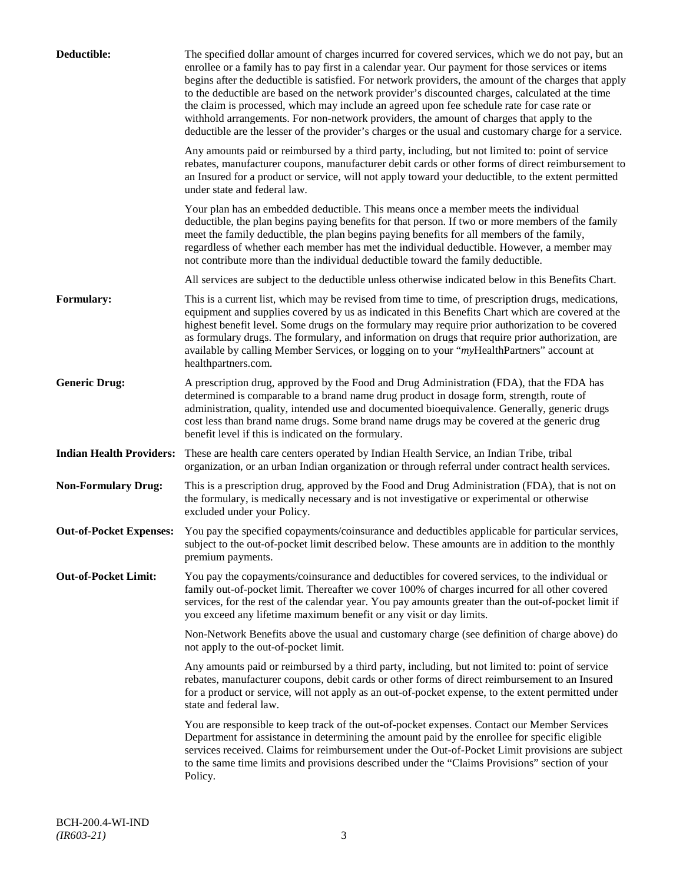**Deductible:** The specified dollar amount of charges incurred for covered services, which we do not pay, but an enrollee or a family has to pay first in a calendar year. Our payment for those services or items begins after the deductible is satisfied. For network providers, the amount of the charges that apply to the deductible are based on the network provider's discounted charges, calculated at the time the claim is processed, which may include an agreed upon fee schedule rate for case rate or withhold arrangements. For non-network providers, the amount of charges that apply to the deductible are the lesser of the provider's charges or the usual and customary charge for a service.

Any amounts paid or reimbursed by a third party, including, but not limited to: point of service rebates, manufacturer coupons, manufacturer debit cards or other forms of direct reimbursement to an Insured for a product or service, will not apply toward your deductible, to the extent permitted under state and federal law.

Your plan has an embedded deductible. This means once a member meets the individual deductible, the plan begins paying benefits for that person. If two or more members of the family meet the family deductible, the plan begins paying benefits for all members of the family, regardless of whether each member has met the individual deductible. However, a member may not contribute more than the individual deductible toward the family deductible.

All services are subject to the deductible unless otherwise indicated below in this Benefits Chart.

**Formulary:** This is a current list, which may be revised from time to time, of prescription drugs, medications, equipment and supplies covered by us as indicated in this Benefits Chart which are covered at the highest benefit level. Some drugs on the formulary may require prior authorization to be covered as formulary drugs. The formulary, and information on drugs that require prior authorization, are available by calling Member Services, or logging on to your "*my*HealthPartners" account at healthpartners.com.

**Generic Drug:** A prescription drug, approved by the Food and Drug Administration (FDA), that the FDA has determined is comparable to a brand name drug product in dosage form, strength, route of administration, quality, intended use and documented bioequivalence. Generally, generic drugs cost less than brand name drugs. Some brand name drugs may be covered at the generic drug benefit level if this is indicated on the formulary.

**Indian Health Providers:** These are health care centers operated by Indian Health Service, an Indian Tribe, tribal organization, or an urban Indian organization or through referral under contract health services.

**Non-Formulary Drug:** This is a prescription drug, approved by the Food and Drug Administration (FDA), that is not on the formulary, is medically necessary and is not investigative or experimental or otherwise excluded under your Policy.

**Out-of-Pocket Expenses:** You pay the specified copayments/coinsurance and deductibles applicable for particular services, subject to the out-of-pocket limit described below. These amounts are in addition to the monthly premium payments.

**Out-of-Pocket Limit:** You pay the copayments/coinsurance and deductibles for covered services, to the individual or family out-of-pocket limit. Thereafter we cover 100% of charges incurred for all other covered services, for the rest of the calendar year. You pay amounts greater than the out-of-pocket limit if you exceed any lifetime maximum benefit or any visit or day limits.

Non-Network Benefits above the usual and customary charge (see definition of charge above) do not apply to the out-of-pocket limit.

Any amounts paid or reimbursed by a third party, including, but not limited to: point of service rebates, manufacturer coupons, debit cards or other forms of direct reimbursement to an Insured for a product or service, will not apply as an out-of-pocket expense, to the extent permitted under state and federal law.

You are responsible to keep track of the out-of-pocket expenses. Contact our Member Services Department for assistance in determining the amount paid by the enrollee for specific eligible services received. Claims for reimbursement under the Out-of-Pocket Limit provisions are subject to the same time limits and provisions described under the "Claims Provisions" section of your Policy.

BCH-200.4-WI-IND
*(IR603-21)*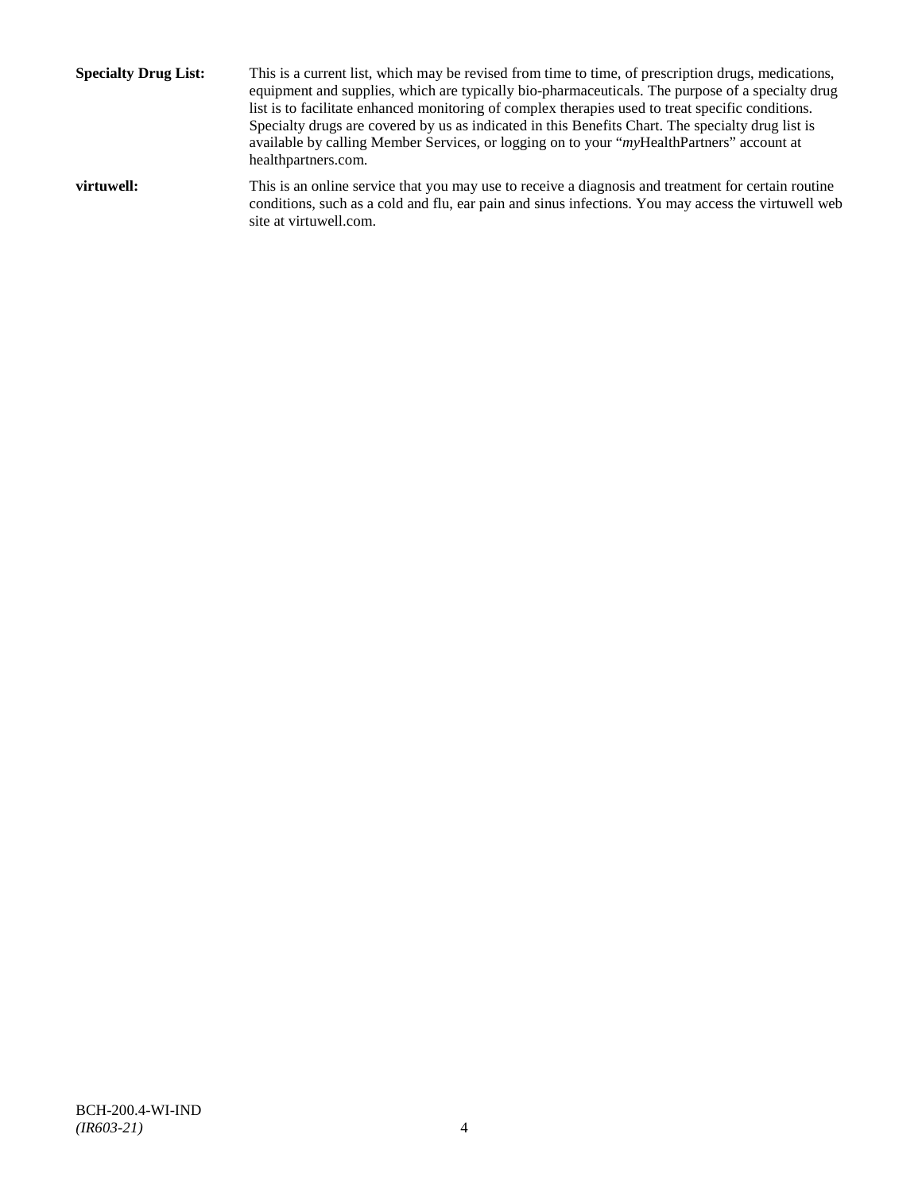**Specialty Drug List:** This is a current list, which may be revised from time to time, of prescription drugs, medications, equipment and supplies, which are typically bio-pharmaceuticals. The purpose of a specialty drug list is to facilitate enhanced monitoring of complex therapies used to treat specific conditions. Specialty drugs are covered by us as indicated in this Benefits Chart. The specialty drug list is available by calling Member Services, or logging on to your "*my*HealthPartners" account at healthpartners.com.

**virtuwell:** This is an online service that you may use to receive a diagnosis and treatment for certain routine conditions, such as a cold and flu, ear pain and sinus infections. You may access the virtuwell web site at virtuwell.com.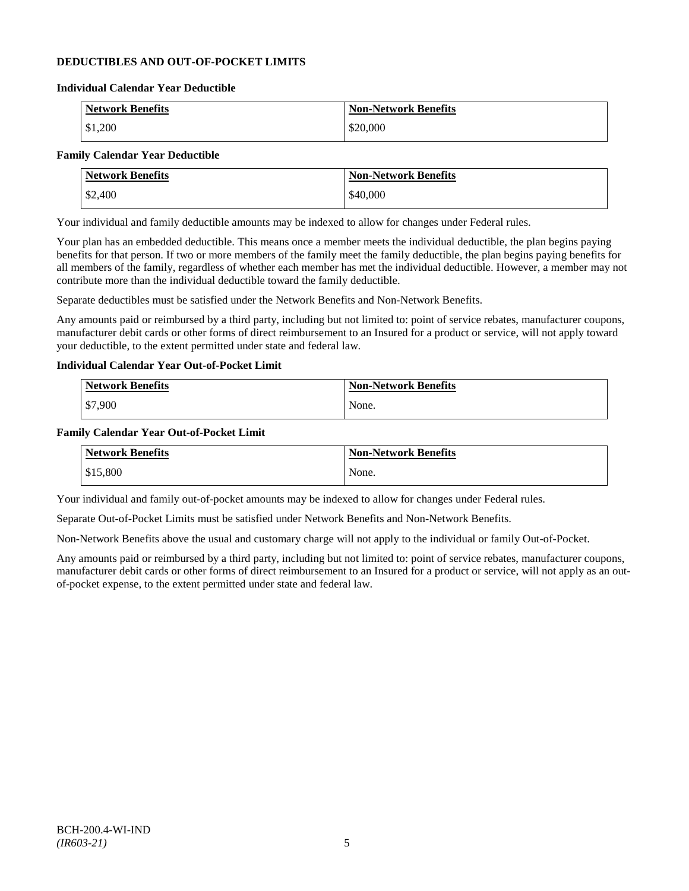## DEDUCTIBLES AND OUT-OF-POCKET LIMITS

### Individual Calendar Year Deductible

| Network Benefits | Non-Network Benefits |
|---|---|
| $1,200 | $20,000 |

### Family Calendar Year Deductible

| Network Benefits | Non-Network Benefits |
|---|---|
| $2,400 | $40,000 |

Your individual and family deductible amounts may be indexed to allow for changes under Federal rules.

Your plan has an embedded deductible. This means once a member meets the individual deductible, the plan begins paying benefits for that person. If two or more members of the family meet the family deductible, the plan begins paying benefits for all members of the family, regardless of whether each member has met the individual deductible. However, a member may not contribute more than the individual deductible toward the family deductible.

Separate deductibles must be satisfied under the Network Benefits and Non-Network Benefits.

Any amounts paid or reimbursed by a third party, including but not limited to: point of service rebates, manufacturer coupons, manufacturer debit cards or other forms of direct reimbursement to an Insured for a product or service, will not apply toward your deductible, to the extent permitted under state and federal law.

### Individual Calendar Year Out-of-Pocket Limit

| Network Benefits | Non-Network Benefits |
|---|---|
| $7,900 | None. |

### Family Calendar Year Out-of-Pocket Limit

| Network Benefits | Non-Network Benefits |
|---|---|
| $15,800 | None. |

Your individual and family out-of-pocket amounts may be indexed to allow for changes under Federal rules.

Separate Out-of-Pocket Limits must be satisfied under Network Benefits and Non-Network Benefits.

Non-Network Benefits above the usual and customary charge will not apply to the individual or family Out-of-Pocket.

Any amounts paid or reimbursed by a third party, including but not limited to: point of service rebates, manufacturer coupons, manufacturer debit cards or other forms of direct reimbursement to an Insured for a product or service, will not apply as an out-of-pocket expense, to the extent permitted under state and federal law.

BCH-200.4-WI-IND
*(IR603-21)*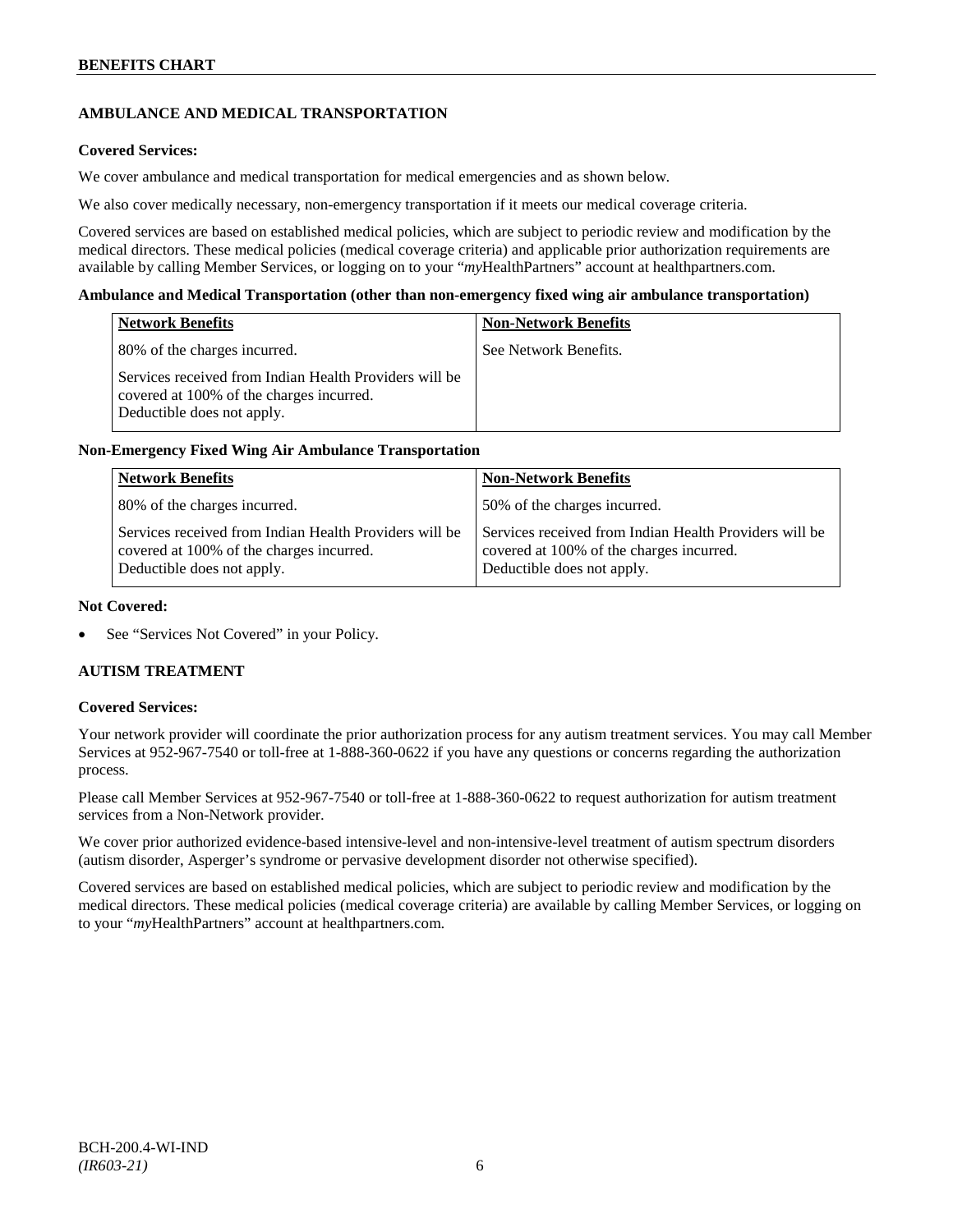### AMBULANCE AND MEDICAL TRANSPORTATION

**Covered Services:**

We cover ambulance and medical transportation for medical emergencies and as shown below.

We also cover medically necessary, non-emergency transportation if it meets our medical coverage criteria.

Covered services are based on established medical policies, which are subject to periodic review and modification by the medical directors. These medical policies (medical coverage criteria) and applicable prior authorization requirements are available by calling Member Services, or logging on to your "*my*HealthPartners" account at healthpartners.com.

**Ambulance and Medical Transportation (other than non-emergency fixed wing air ambulance transportation)**

| Network Benefits | Non-Network Benefits |
|---|---|
| 80% of the charges incurred.<br><br>Services received from Indian Health Providers will be covered at 100% of the charges incurred. Deductible does not apply. | See Network Benefits. |

**Non-Emergency Fixed Wing Air Ambulance Transportation**

| Network Benefits | Non-Network Benefits |
|---|---|
| 80% of the charges incurred.<br><br>Services received from Indian Health Providers will be covered at 100% of the charges incurred. Deductible does not apply. | 50% of the charges incurred.<br><br>Services received from Indian Health Providers will be covered at 100% of the charges incurred. Deductible does not apply. |

**Not Covered:**

- See "Services Not Covered" in your Policy.

### AUTISM TREATMENT

**Covered Services:**

Your network provider will coordinate the prior authorization process for any autism treatment services. You may call Member Services at 952-967-7540 or toll-free at 1-888-360-0622 if you have any questions or concerns regarding the authorization process.

Please call Member Services at 952-967-7540 or toll-free at 1-888-360-0622 to request authorization for autism treatment services from a Non-Network provider.

We cover prior authorized evidence-based intensive-level and non-intensive-level treatment of autism spectrum disorders (autism disorder, Asperger's syndrome or pervasive development disorder not otherwise specified).

Covered services are based on established medical policies, which are subject to periodic review and modification by the medical directors. These medical policies (medical coverage criteria) are available by calling Member Services, or logging on to your "*my*HealthPartners" account at healthpartners.com.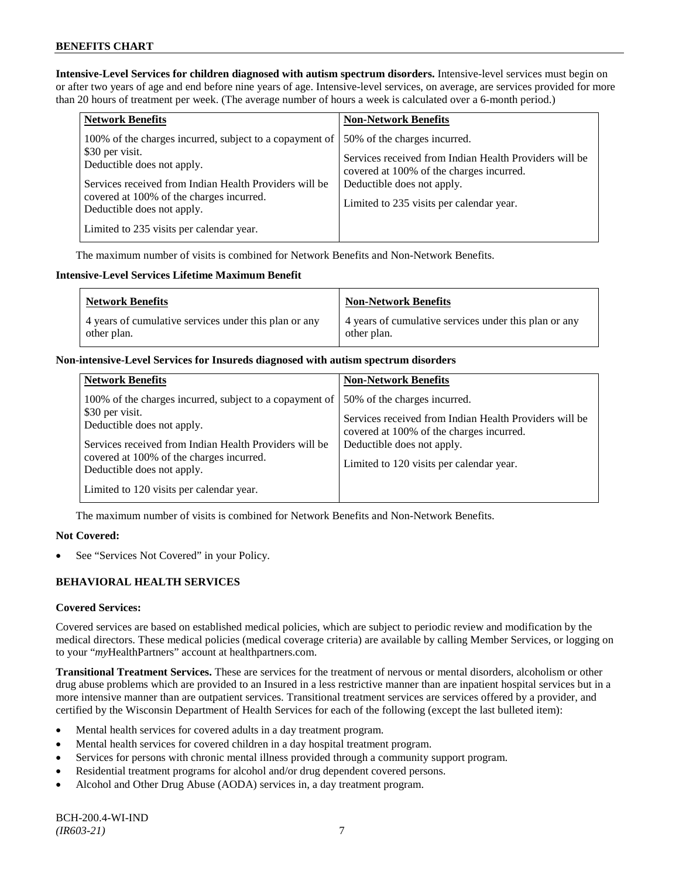**Intensive-Level Services for children diagnosed with autism spectrum disorders.** Intensive-level services must begin on or after two years of age and end before nine years of age. Intensive-level services, on average, are services provided for more than 20 hours of treatment per week. (The average number of hours a week is calculated over a 6-month period.)

| Network Benefits | Non-Network Benefits |
| --- | --- |
| 100% of the charges incurred, subject to a copayment of $30 per visit.<br>Deductible does not apply.<br><br>Services received from Indian Health Providers will be covered at 100% of the charges incurred.<br>Deductible does not apply.<br><br>Limited to 235 visits per calendar year. | 50% of the charges incurred.<br><br>Services received from Indian Health Providers will be covered at 100% of the charges incurred.<br>Deductible does not apply.<br><br>Limited to 235 visits per calendar year. |

The maximum number of visits is combined for Network Benefits and Non-Network Benefits.

**Intensive-Level Services Lifetime Maximum Benefit**

| Network Benefits | Non-Network Benefits |
| --- | --- |
| 4 years of cumulative services under this plan or any other plan. | 4 years of cumulative services under this plan or any other plan. |

**Non-intensive-Level Services for Insureds diagnosed with autism spectrum disorders**

| Network Benefits | Non-Network Benefits |
| --- | --- |
| 100% of the charges incurred, subject to a copayment of $30 per visit.<br>Deductible does not apply.<br><br>Services received from Indian Health Providers will be covered at 100% of the charges incurred.<br>Deductible does not apply.<br><br>Limited to 120 visits per calendar year. | 50% of the charges incurred.<br><br>Services received from Indian Health Providers will be covered at 100% of the charges incurred.<br>Deductible does not apply.<br><br>Limited to 120 visits per calendar year. |

The maximum number of visits is combined for Network Benefits and Non-Network Benefits.

**Not Covered:**

- See "Services Not Covered" in your Policy.

## BEHAVIORAL HEALTH SERVICES

**Covered Services:**

Covered services are based on established medical policies, which are subject to periodic review and modification by the medical directors. These medical policies (medical coverage criteria) are available by calling Member Services, or logging on to your "*my*HealthPartners" account at healthpartners.com.

**Transitional Treatment Services.** These are services for the treatment of nervous or mental disorders, alcoholism or other drug abuse problems which are provided to an Insured in a less restrictive manner than are inpatient hospital services but in a more intensive manner than are outpatient services. Transitional treatment services are services offered by a provider, and certified by the Wisconsin Department of Health Services for each of the following (except the last bulleted item):

- Mental health services for covered adults in a day treatment program.
- Mental health services for covered children in a day hospital treatment program.
- Services for persons with chronic mental illness provided through a community support program.
- Residential treatment programs for alcohol and/or drug dependent covered persons.
- Alcohol and Other Drug Abuse (AODA) services in, a day treatment program.

BCH-200.4-WI-IND
*(IR603-21)*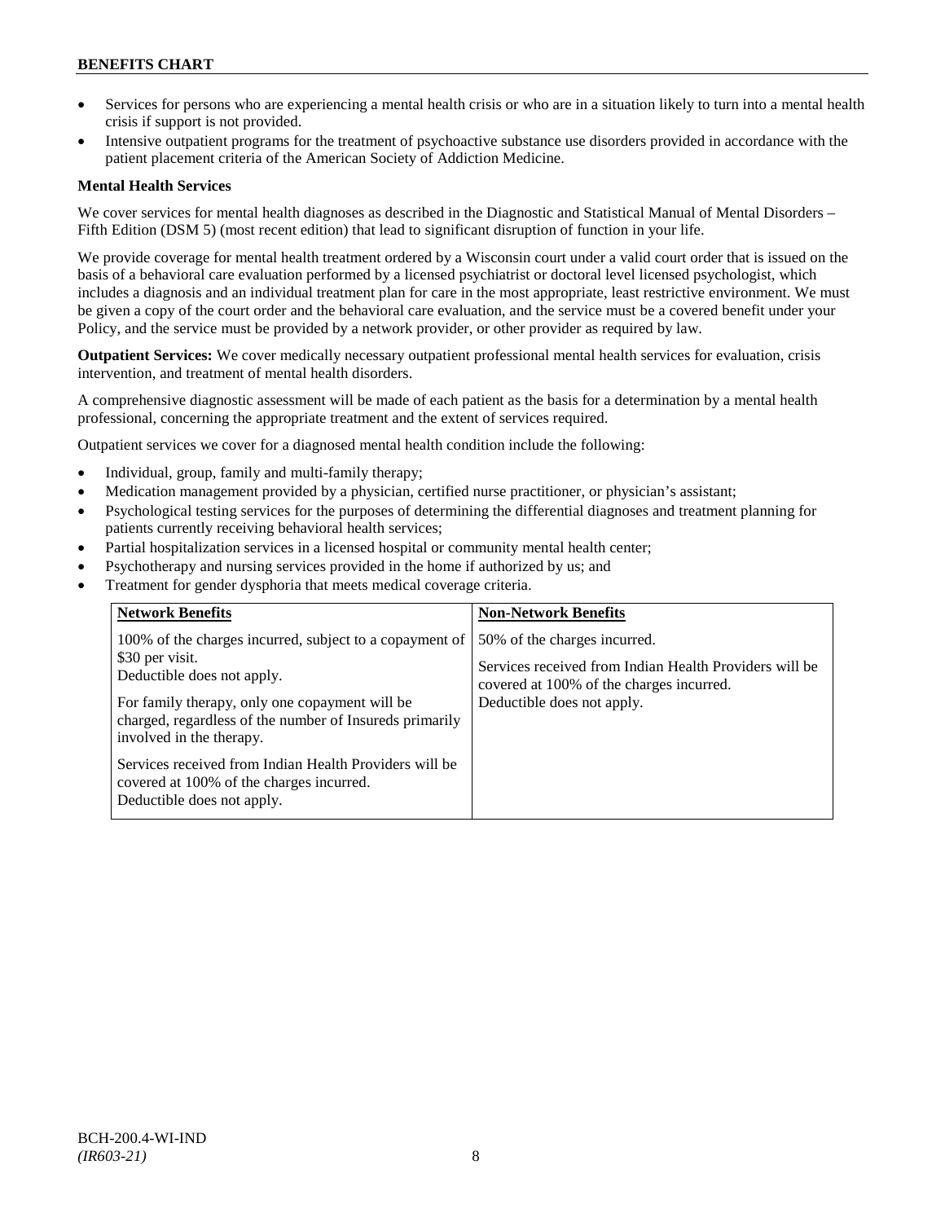- Services for persons who are experiencing a mental health crisis or who are in a situation likely to turn into a mental health crisis if support is not provided.
- Intensive outpatient programs for the treatment of psychoactive substance use disorders provided in accordance with the patient placement criteria of the American Society of Addiction Medicine.

**Mental Health Services**

We cover services for mental health diagnoses as described in the Diagnostic and Statistical Manual of Mental Disorders – Fifth Edition (DSM 5) (most recent edition) that lead to significant disruption of function in your life.

We provide coverage for mental health treatment ordered by a Wisconsin court under a valid court order that is issued on the basis of a behavioral care evaluation performed by a licensed psychiatrist or doctoral level licensed psychologist, which includes a diagnosis and an individual treatment plan for care in the most appropriate, least restrictive environment. We must be given a copy of the court order and the behavioral care evaluation, and the service must be a covered benefit under your Policy, and the service must be provided by a network provider, or other provider as required by law.

**Outpatient Services:** We cover medically necessary outpatient professional mental health services for evaluation, crisis intervention, and treatment of mental health disorders.

A comprehensive diagnostic assessment will be made of each patient as the basis for a determination by a mental health professional, concerning the appropriate treatment and the extent of services required.

Outpatient services we cover for a diagnosed mental health condition include the following:

- Individual, group, family and multi-family therapy;
- Medication management provided by a physician, certified nurse practitioner, or physician's assistant;
- Psychological testing services for the purposes of determining the differential diagnoses and treatment planning for patients currently receiving behavioral health services;
- Partial hospitalization services in a licensed hospital or community mental health center;
- Psychotherapy and nursing services provided in the home if authorized by us; and
- Treatment for gender dysphoria that meets medical coverage criteria.

| **Network Benefits** | **Non-Network Benefits** |
|---|---|
| 100% of the charges incurred, subject to a copayment of $30 per visit.<br>Deductible does not apply.<br><br>For family therapy, only one copayment will be charged, regardless of the number of Insureds primarily involved in the therapy.<br><br>Services received from Indian Health Providers will be covered at 100% of the charges incurred.<br>Deductible does not apply. | 50% of the charges incurred.<br><br>Services received from Indian Health Providers will be covered at 100% of the charges incurred.<br>Deductible does not apply. |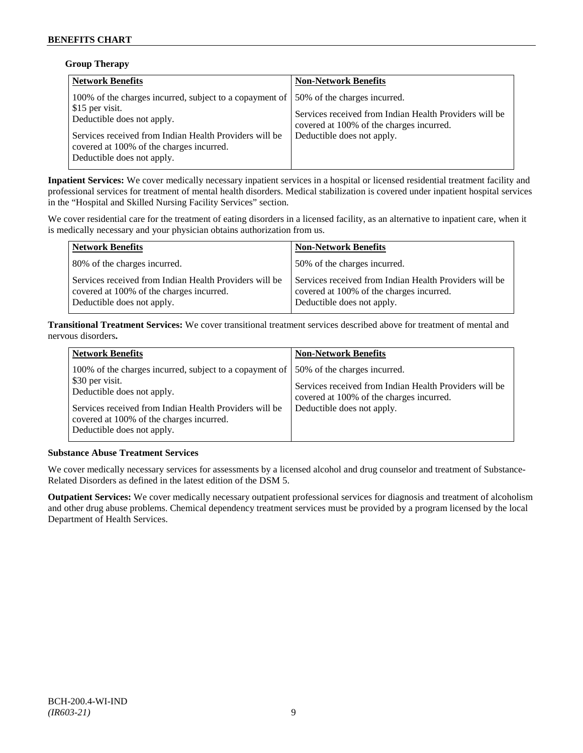**Group Therapy**

| Network Benefits | Non-Network Benefits |
|---|---|
| 100% of the charges incurred, subject to a copayment of $15 per visit.<br>Deductible does not apply.<br><br>Services received from Indian Health Providers will be covered at 100% of the charges incurred.<br>Deductible does not apply. | 50% of the charges incurred.<br><br>Services received from Indian Health Providers will be covered at 100% of the charges incurred.<br>Deductible does not apply. |

**Inpatient Services:** We cover medically necessary inpatient services in a hospital or licensed residential treatment facility and professional services for treatment of mental health disorders. Medical stabilization is covered under inpatient hospital services in the "Hospital and Skilled Nursing Facility Services" section.

We cover residential care for the treatment of eating disorders in a licensed facility, as an alternative to inpatient care, when it is medically necessary and your physician obtains authorization from us.

| Network Benefits | Non-Network Benefits |
|---|---|
| 80% of the charges incurred. | 50% of the charges incurred. |
| Services received from Indian Health Providers will be covered at 100% of the charges incurred.<br>Deductible does not apply. | Services received from Indian Health Providers will be covered at 100% of the charges incurred.<br>Deductible does not apply. |

**Transitional Treatment Services:** We cover transitional treatment services described above for treatment of mental and nervous disorders**.**

| Network Benefits | Non-Network Benefits |
|---|---|
| 100% of the charges incurred, subject to a copayment of $30 per visit.<br>Deductible does not apply.<br><br>Services received from Indian Health Providers will be covered at 100% of the charges incurred.<br>Deductible does not apply. | 50% of the charges incurred.<br><br>Services received from Indian Health Providers will be covered at 100% of the charges incurred.<br>Deductible does not apply. |

**Substance Abuse Treatment Services**

We cover medically necessary services for assessments by a licensed alcohol and drug counselor and treatment of Substance-Related Disorders as defined in the latest edition of the DSM 5.

**Outpatient Services:** We cover medically necessary outpatient professional services for diagnosis and treatment of alcoholism and other drug abuse problems. Chemical dependency treatment services must be provided by a program licensed by the local Department of Health Services.

BCH-200.4-WI-IND
*(IR603-21)*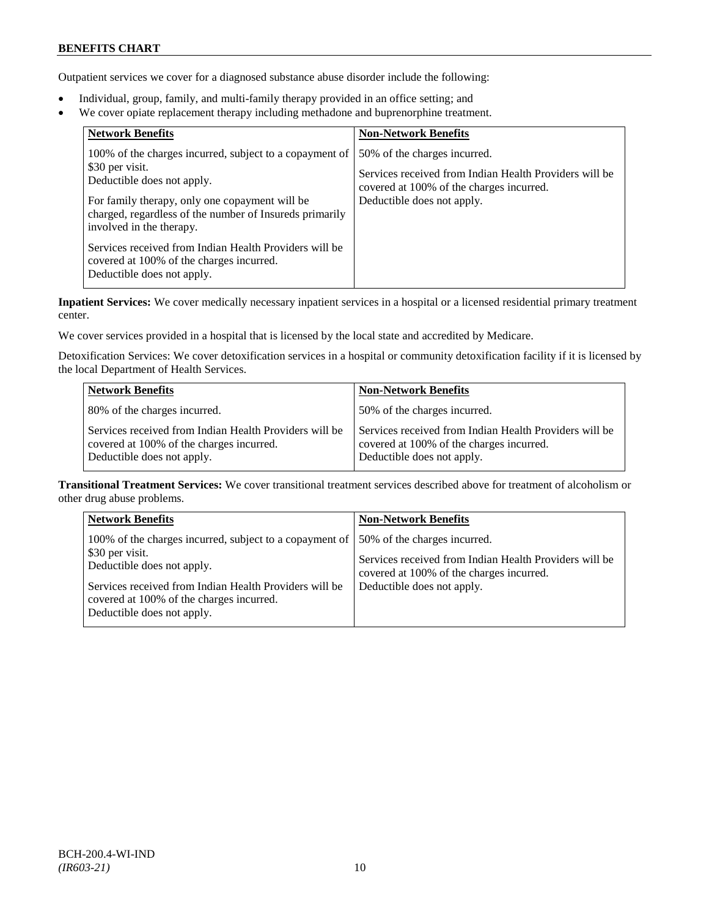Outpatient services we cover for a diagnosed substance abuse disorder include the following:

- Individual, group, family, and multi-family therapy provided in an office setting; and
- We cover opiate replacement therapy including methadone and buprenorphine treatment.

| Network Benefits | Non-Network Benefits |
|---|---|
| 100% of the charges incurred, subject to a copayment of $30 per visit.<br>Deductible does not apply.<br><br>For family therapy, only one copayment will be charged, regardless of the number of Insureds primarily involved in the therapy.<br><br>Services received from Indian Health Providers will be covered at 100% of the charges incurred.<br>Deductible does not apply. | 50% of the charges incurred.<br><br>Services received from Indian Health Providers will be covered at 100% of the charges incurred.<br>Deductible does not apply. |

**Inpatient Services:** We cover medically necessary inpatient services in a hospital or a licensed residential primary treatment center.

We cover services provided in a hospital that is licensed by the local state and accredited by Medicare.

Detoxification Services: We cover detoxification services in a hospital or community detoxification facility if it is licensed by the local Department of Health Services.

| Network Benefits | Non-Network Benefits |
|---|---|
| 80% of the charges incurred. | 50% of the charges incurred. |
| Services received from Indian Health Providers will be covered at 100% of the charges incurred.<br>Deductible does not apply. | Services received from Indian Health Providers will be covered at 100% of the charges incurred.<br>Deductible does not apply. |

**Transitional Treatment Services:** We cover transitional treatment services described above for treatment of alcoholism or other drug abuse problems.

| Network Benefits | Non-Network Benefits |
|---|---|
| 100% of the charges incurred, subject to a copayment of $30 per visit.<br>Deductible does not apply.<br><br>Services received from Indian Health Providers will be covered at 100% of the charges incurred.<br>Deductible does not apply. | 50% of the charges incurred.<br><br>Services received from Indian Health Providers will be covered at 100% of the charges incurred.<br>Deductible does not apply. |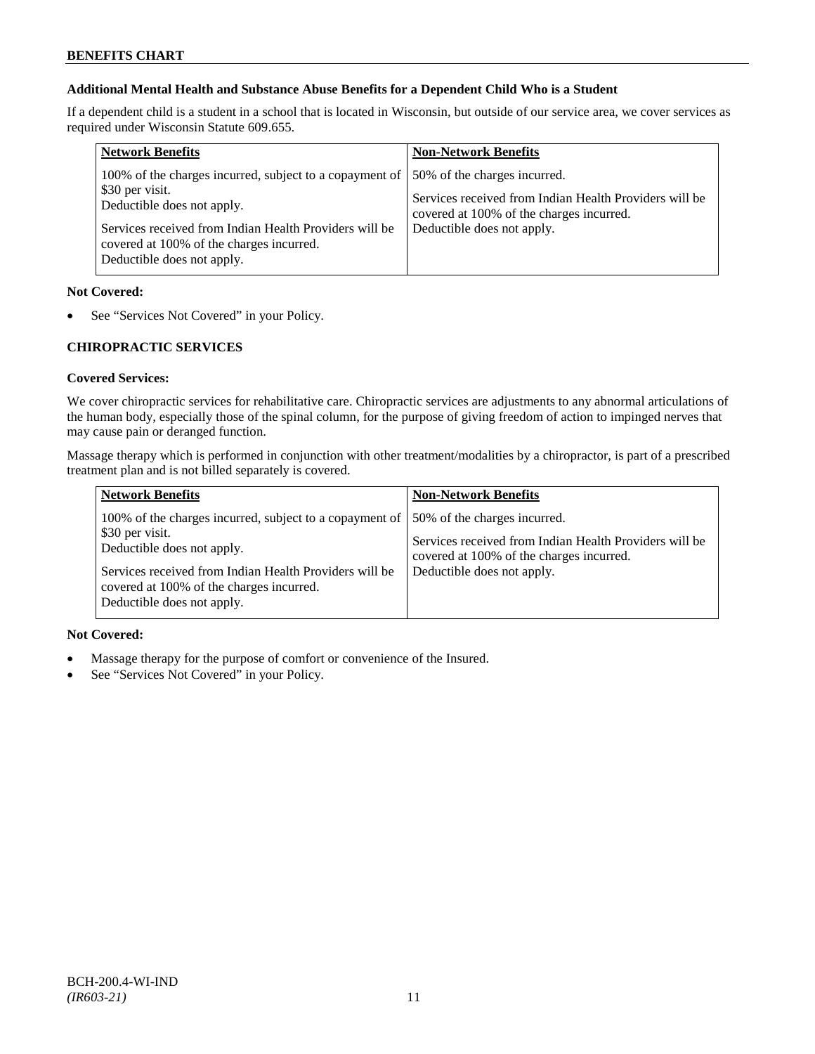### Additional Mental Health and Substance Abuse Benefits for a Dependent Child Who is a Student

If a dependent child is a student in a school that is located in Wisconsin, but outside of our service area, we cover services as required under Wisconsin Statute 609.655.

| Network Benefits | Non-Network Benefits |
|---|---|
| 100% of the charges incurred, subject to a copayment of \$30 per visit.<br>Deductible does not apply.<br><br>Services received from Indian Health Providers will be covered at 100% of the charges incurred.<br>Deductible does not apply. | 50% of the charges incurred.<br><br>Services received from Indian Health Providers will be covered at 100% of the charges incurred.<br>Deductible does not apply. |

**Not Covered:**

- See "Services Not Covered" in your Policy.

## CHIROPRACTIC SERVICES

**Covered Services:**

We cover chiropractic services for rehabilitative care. Chiropractic services are adjustments to any abnormal articulations of the human body, especially those of the spinal column, for the purpose of giving freedom of action to impinged nerves that may cause pain or deranged function.

Massage therapy which is performed in conjunction with other treatment/modalities by a chiropractor, is part of a prescribed treatment plan and is not billed separately is covered.

| Network Benefits | Non-Network Benefits |
|---|---|
| 100% of the charges incurred, subject to a copayment of \$30 per visit.<br>Deductible does not apply.<br><br>Services received from Indian Health Providers will be covered at 100% of the charges incurred.<br>Deductible does not apply. | 50% of the charges incurred.<br><br>Services received from Indian Health Providers will be covered at 100% of the charges incurred.<br>Deductible does not apply. |

**Not Covered:**

- Massage therapy for the purpose of comfort or convenience of the Insured.
- See "Services Not Covered" in your Policy.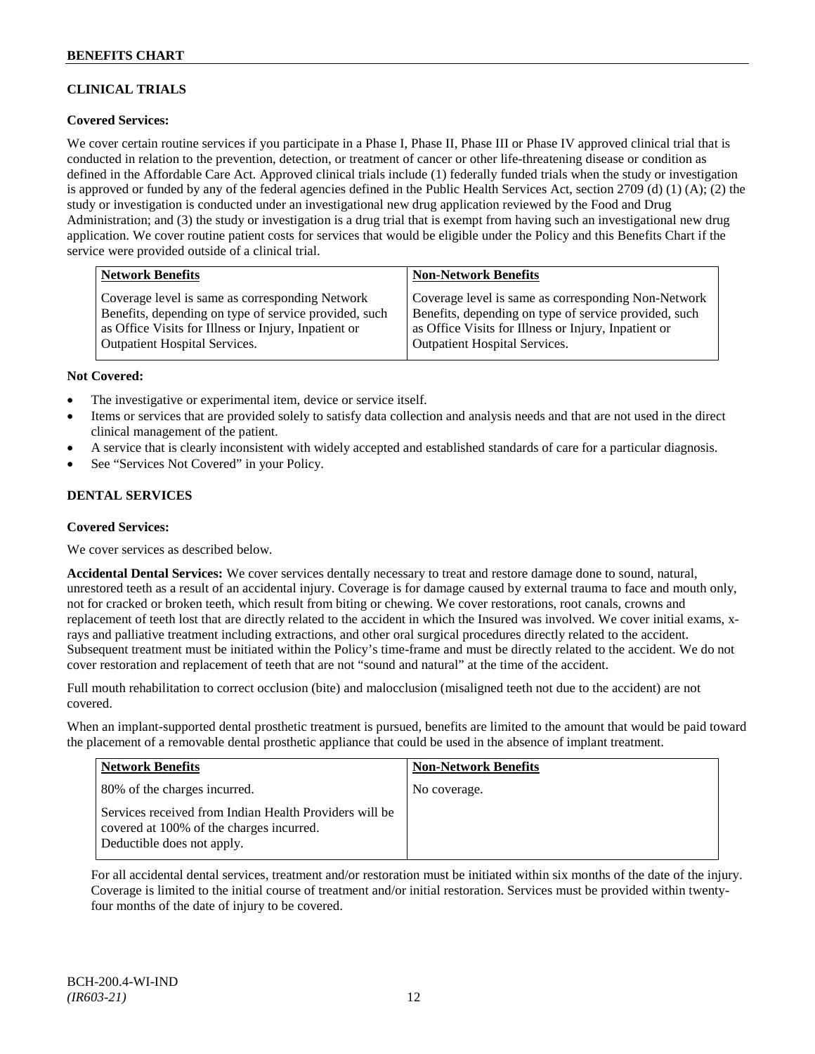## CLINICAL TRIALS

**Covered Services:**

We cover certain routine services if you participate in a Phase I, Phase II, Phase III or Phase IV approved clinical trial that is conducted in relation to the prevention, detection, or treatment of cancer or other life-threatening disease or condition as defined in the Affordable Care Act. Approved clinical trials include (1) federally funded trials when the study or investigation is approved or funded by any of the federal agencies defined in the Public Health Services Act, section 2709 (d) (1) (A); (2) the study or investigation is conducted under an investigational new drug application reviewed by the Food and Drug Administration; and (3) the study or investigation is a drug trial that is exempt from having such an investigational new drug application. We cover routine patient costs for services that would be eligible under the Policy and this Benefits Chart if the service were provided outside of a clinical trial.

| Network Benefits | Non-Network Benefits |
|---|---|
| Coverage level is same as corresponding Network Benefits, depending on type of service provided, such as Office Visits for Illness or Injury, Inpatient or Outpatient Hospital Services. | Coverage level is same as corresponding Non-Network Benefits, depending on type of service provided, such as Office Visits for Illness or Injury, Inpatient or Outpatient Hospital Services. |

**Not Covered:**

- The investigative or experimental item, device or service itself.
- Items or services that are provided solely to satisfy data collection and analysis needs and that are not used in the direct clinical management of the patient.
- A service that is clearly inconsistent with widely accepted and established standards of care for a particular diagnosis.
- See "Services Not Covered" in your Policy.

## DENTAL SERVICES

**Covered Services:**

We cover services as described below.

**Accidental Dental Services:** We cover services dentally necessary to treat and restore damage done to sound, natural, unrestored teeth as a result of an accidental injury. Coverage is for damage caused by external trauma to face and mouth only, not for cracked or broken teeth, which result from biting or chewing. We cover restorations, root canals, crowns and replacement of teeth lost that are directly related to the accident in which the Insured was involved. We cover initial exams, x-rays and palliative treatment including extractions, and other oral surgical procedures directly related to the accident. Subsequent treatment must be initiated within the Policy's time-frame and must be directly related to the accident. We do not cover restoration and replacement of teeth that are not "sound and natural" at the time of the accident.

Full mouth rehabilitation to correct occlusion (bite) and malocclusion (misaligned teeth not due to the accident) are not covered.

When an implant-supported dental prosthetic treatment is pursued, benefits are limited to the amount that would be paid toward the placement of a removable dental prosthetic appliance that could be used in the absence of implant treatment.

| Network Benefits | Non-Network Benefits |
|---|---|
| 80% of the charges incurred.<br><br>Services received from Indian Health Providers will be covered at 100% of the charges incurred. Deductible does not apply. | No coverage. |

For all accidental dental services, treatment and/or restoration must be initiated within six months of the date of the injury. Coverage is limited to the initial course of treatment and/or initial restoration. Services must be provided within twenty-four months of the date of injury to be covered.

BCH-200.4-WI-IND
*(IR603-21)*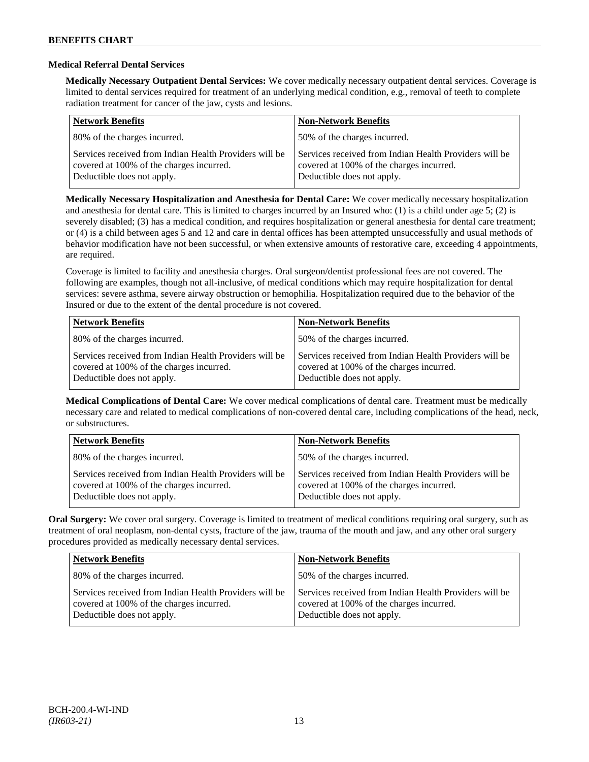### Medical Referral Dental Services

**Medically Necessary Outpatient Dental Services:** We cover medically necessary outpatient dental services. Coverage is limited to dental services required for treatment of an underlying medical condition, e.g., removal of teeth to complete radiation treatment for cancer of the jaw, cysts and lesions.

| Network Benefits | Non-Network Benefits |
|---|---|
| 80% of the charges incurred. | 50% of the charges incurred. |
| Services received from Indian Health Providers will be covered at 100% of the charges incurred. Deductible does not apply. | Services received from Indian Health Providers will be covered at 100% of the charges incurred. Deductible does not apply. |

**Medically Necessary Hospitalization and Anesthesia for Dental Care:** We cover medically necessary hospitalization and anesthesia for dental care. This is limited to charges incurred by an Insured who: (1) is a child under age 5; (2) is severely disabled; (3) has a medical condition, and requires hospitalization or general anesthesia for dental care treatment; or (4) is a child between ages 5 and 12 and care in dental offices has been attempted unsuccessfully and usual methods of behavior modification have not been successful, or when extensive amounts of restorative care, exceeding 4 appointments, are required.

Coverage is limited to facility and anesthesia charges. Oral surgeon/dentist professional fees are not covered. The following are examples, though not all-inclusive, of medical conditions which may require hospitalization for dental services: severe asthma, severe airway obstruction or hemophilia. Hospitalization required due to the behavior of the Insured or due to the extent of the dental procedure is not covered.

| Network Benefits | Non-Network Benefits |
|---|---|
| 80% of the charges incurred. | 50% of the charges incurred. |
| Services received from Indian Health Providers will be covered at 100% of the charges incurred. Deductible does not apply. | Services received from Indian Health Providers will be covered at 100% of the charges incurred. Deductible does not apply. |

**Medical Complications of Dental Care:** We cover medical complications of dental care. Treatment must be medically necessary care and related to medical complications of non-covered dental care, including complications of the head, neck, or substructures.

| Network Benefits | Non-Network Benefits |
|---|---|
| 80% of the charges incurred. | 50% of the charges incurred. |
| Services received from Indian Health Providers will be covered at 100% of the charges incurred. Deductible does not apply. | Services received from Indian Health Providers will be covered at 100% of the charges incurred. Deductible does not apply. |

**Oral Surgery:** We cover oral surgery. Coverage is limited to treatment of medical conditions requiring oral surgery, such as treatment of oral neoplasm, non-dental cysts, fracture of the jaw, trauma of the mouth and jaw, and any other oral surgery procedures provided as medically necessary dental services.

| Network Benefits | Non-Network Benefits |
|---|---|
| 80% of the charges incurred. | 50% of the charges incurred. |
| Services received from Indian Health Providers will be covered at 100% of the charges incurred. Deductible does not apply. | Services received from Indian Health Providers will be covered at 100% of the charges incurred. Deductible does not apply. |

BCH-200.4-WI-IND
*(IR603-21)*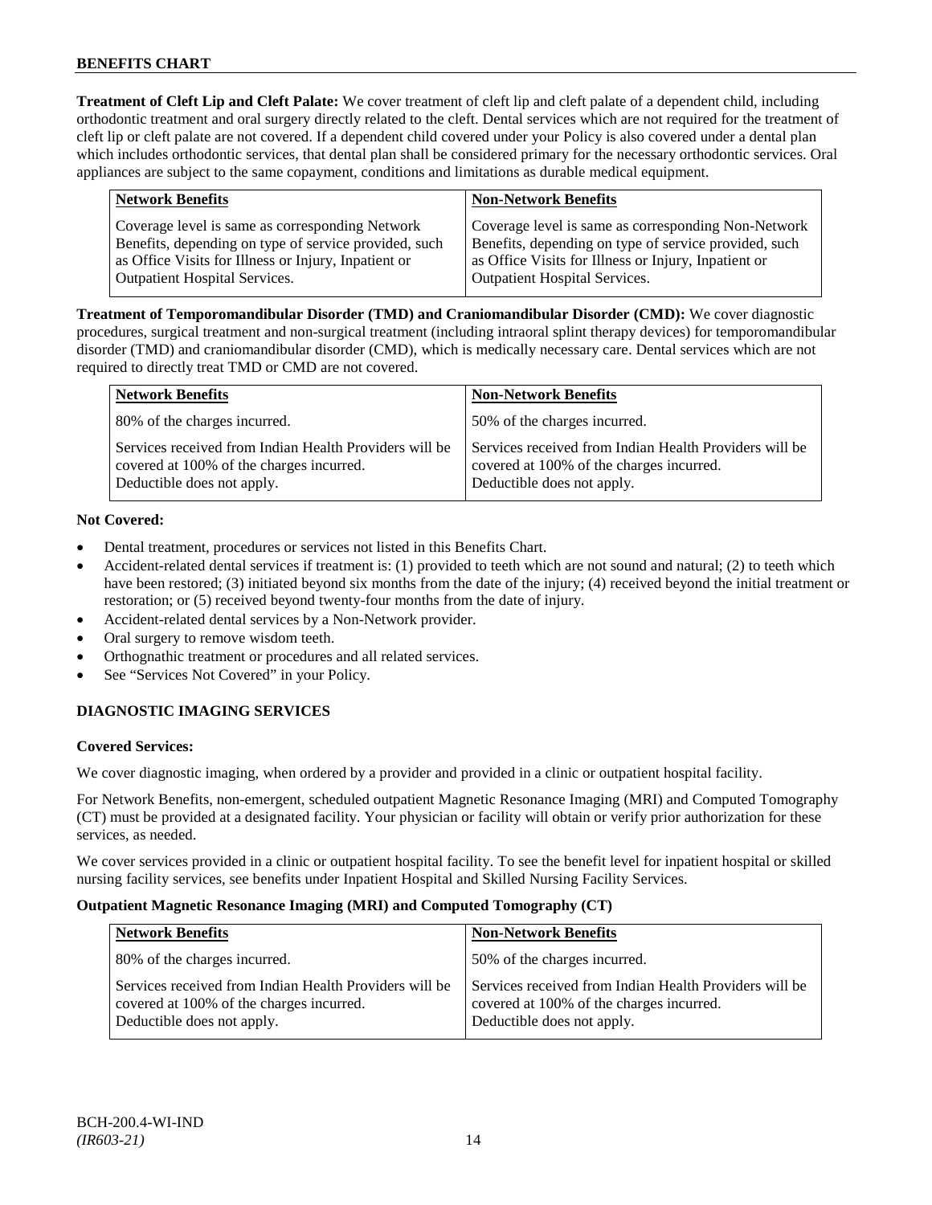**Treatment of Cleft Lip and Cleft Palate:** We cover treatment of cleft lip and cleft palate of a dependent child, including orthodontic treatment and oral surgery directly related to the cleft. Dental services which are not required for the treatment of cleft lip or cleft palate are not covered. If a dependent child covered under your Policy is also covered under a dental plan which includes orthodontic services, that dental plan shall be considered primary for the necessary orthodontic services. Oral appliances are subject to the same copayment, conditions and limitations as durable medical equipment.

| Network Benefits | Non-Network Benefits |
|---|---|
| Coverage level is same as corresponding Network Benefits, depending on type of service provided, such as Office Visits for Illness or Injury, Inpatient or Outpatient Hospital Services. | Coverage level is same as corresponding Non-Network Benefits, depending on type of service provided, such as Office Visits for Illness or Injury, Inpatient or Outpatient Hospital Services. |

**Treatment of Temporomandibular Disorder (TMD) and Craniomandibular Disorder (CMD):** We cover diagnostic procedures, surgical treatment and non-surgical treatment (including intraoral splint therapy devices) for temporomandibular disorder (TMD) and craniomandibular disorder (CMD), which is medically necessary care. Dental services which are not required to directly treat TMD or CMD are not covered.

| Network Benefits | Non-Network Benefits |
|---|---|
| 80% of the charges incurred. | 50% of the charges incurred. |
| Services received from Indian Health Providers will be covered at 100% of the charges incurred. Deductible does not apply. | Services received from Indian Health Providers will be covered at 100% of the charges incurred. Deductible does not apply. |

**Not Covered:**

- Dental treatment, procedures or services not listed in this Benefits Chart.
- Accident-related dental services if treatment is: (1) provided to teeth which are not sound and natural; (2) to teeth which have been restored; (3) initiated beyond six months from the date of the injury; (4) received beyond the initial treatment or restoration; or (5) received beyond twenty-four months from the date of injury.
- Accident-related dental services by a Non-Network provider.
- Oral surgery to remove wisdom teeth.
- Orthognathic treatment or procedures and all related services.
- See "Services Not Covered" in your Policy.

## DIAGNOSTIC IMAGING SERVICES

**Covered Services:**

We cover diagnostic imaging, when ordered by a provider and provided in a clinic or outpatient hospital facility.

For Network Benefits, non-emergent, scheduled outpatient Magnetic Resonance Imaging (MRI) and Computed Tomography (CT) must be provided at a designated facility. Your physician or facility will obtain or verify prior authorization for these services, as needed.

We cover services provided in a clinic or outpatient hospital facility. To see the benefit level for inpatient hospital or skilled nursing facility services, see benefits under Inpatient Hospital and Skilled Nursing Facility Services.

**Outpatient Magnetic Resonance Imaging (MRI) and Computed Tomography (CT)**

| Network Benefits | Non-Network Benefits |
|---|---|
| 80% of the charges incurred. | 50% of the charges incurred. |
| Services received from Indian Health Providers will be covered at 100% of the charges incurred. Deductible does not apply. | Services received from Indian Health Providers will be covered at 100% of the charges incurred. Deductible does not apply. |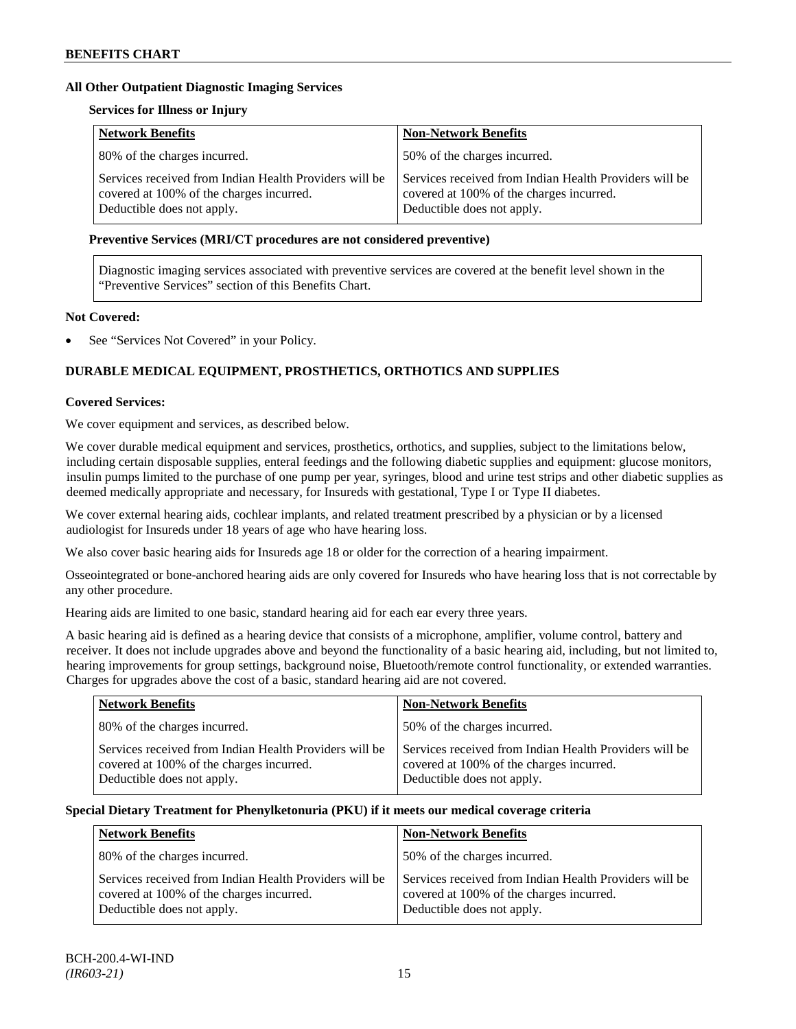### All Other Outpatient Diagnostic Imaging Services

**Services for Illness or Injury**

| Network Benefits | Non-Network Benefits |
|---|---|
| 80% of the charges incurred. | 50% of the charges incurred. |
| Services received from Indian Health Providers will be covered at 100% of the charges incurred. Deductible does not apply. | Services received from Indian Health Providers will be covered at 100% of the charges incurred. Deductible does not apply. |

**Preventive Services (MRI/CT procedures are not considered preventive)**

Diagnostic imaging services associated with preventive services are covered at the benefit level shown in the "Preventive Services" section of this Benefits Chart.

**Not Covered:**

- See "Services Not Covered" in your Policy.

### DURABLE MEDICAL EQUIPMENT, PROSTHETICS, ORTHOTICS AND SUPPLIES

**Covered Services:**

We cover equipment and services, as described below.

We cover durable medical equipment and services, prosthetics, orthotics, and supplies, subject to the limitations below, including certain disposable supplies, enteral feedings and the following diabetic supplies and equipment: glucose monitors, insulin pumps limited to the purchase of one pump per year, syringes, blood and urine test strips and other diabetic supplies as deemed medically appropriate and necessary, for Insureds with gestational, Type I or Type II diabetes.

We cover external hearing aids, cochlear implants, and related treatment prescribed by a physician or by a licensed audiologist for Insureds under 18 years of age who have hearing loss.

We also cover basic hearing aids for Insureds age 18 or older for the correction of a hearing impairment.

Osseointegrated or bone-anchored hearing aids are only covered for Insureds who have hearing loss that is not correctable by any other procedure.

Hearing aids are limited to one basic, standard hearing aid for each ear every three years.

A basic hearing aid is defined as a hearing device that consists of a microphone, amplifier, volume control, battery and receiver. It does not include upgrades above and beyond the functionality of a basic hearing aid, including, but not limited to, hearing improvements for group settings, background noise, Bluetooth/remote control functionality, or extended warranties. Charges for upgrades above the cost of a basic, standard hearing aid are not covered.

| Network Benefits | Non-Network Benefits |
|---|---|
| 80% of the charges incurred. | 50% of the charges incurred. |
| Services received from Indian Health Providers will be covered at 100% of the charges incurred. Deductible does not apply. | Services received from Indian Health Providers will be covered at 100% of the charges incurred. Deductible does not apply. |

**Special Dietary Treatment for Phenylketonuria (PKU) if it meets our medical coverage criteria**

| Network Benefits | Non-Network Benefits |
|---|---|
| 80% of the charges incurred. | 50% of the charges incurred. |
| Services received from Indian Health Providers will be covered at 100% of the charges incurred. Deductible does not apply. | Services received from Indian Health Providers will be covered at 100% of the charges incurred. Deductible does not apply. |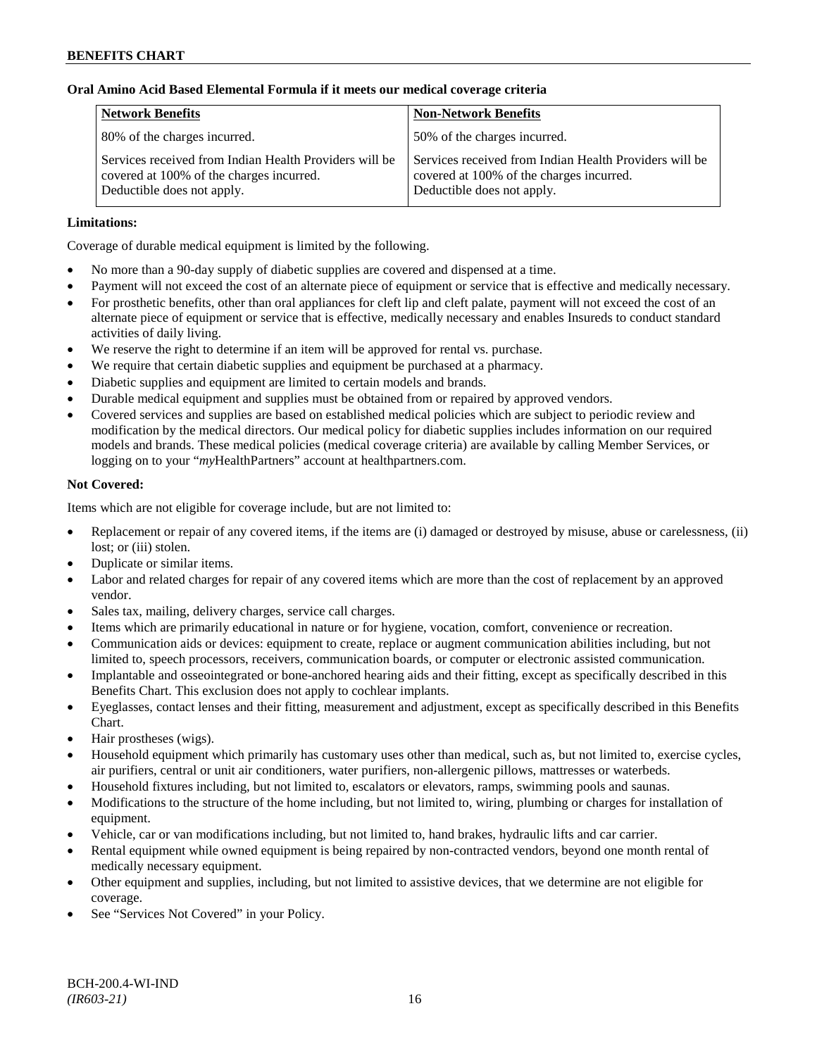**Oral Amino Acid Based Elemental Formula if it meets our medical coverage criteria**

| Network Benefits | Non-Network Benefits |
| --- | --- |
| 80% of the charges incurred. | 50% of the charges incurred. |
| Services received from Indian Health Providers will be covered at 100% of the charges incurred. Deductible does not apply. | Services received from Indian Health Providers will be covered at 100% of the charges incurred. Deductible does not apply. |

**Limitations:**

Coverage of durable medical equipment is limited by the following.

- No more than a 90-day supply of diabetic supplies are covered and dispensed at a time.
- Payment will not exceed the cost of an alternate piece of equipment or service that is effective and medically necessary.
- For prosthetic benefits, other than oral appliances for cleft lip and cleft palate, payment will not exceed the cost of an alternate piece of equipment or service that is effective, medically necessary and enables Insureds to conduct standard activities of daily living.
- We reserve the right to determine if an item will be approved for rental vs. purchase.
- We require that certain diabetic supplies and equipment be purchased at a pharmacy.
- Diabetic supplies and equipment are limited to certain models and brands.
- Durable medical equipment and supplies must be obtained from or repaired by approved vendors.
- Covered services and supplies are based on established medical policies which are subject to periodic review and modification by the medical directors. Our medical policy for diabetic supplies includes information on our required models and brands. These medical policies (medical coverage criteria) are available by calling Member Services, or logging on to your "*my*HealthPartners" account at healthpartners.com.

**Not Covered:**

Items which are not eligible for coverage include, but are not limited to:

- Replacement or repair of any covered items, if the items are (i) damaged or destroyed by misuse, abuse or carelessness, (ii) lost; or (iii) stolen.
- Duplicate or similar items.
- Labor and related charges for repair of any covered items which are more than the cost of replacement by an approved vendor.
- Sales tax, mailing, delivery charges, service call charges.
- Items which are primarily educational in nature or for hygiene, vocation, comfort, convenience or recreation.
- Communication aids or devices: equipment to create, replace or augment communication abilities including, but not limited to, speech processors, receivers, communication boards, or computer or electronic assisted communication.
- Implantable and osseointegrated or bone-anchored hearing aids and their fitting, except as specifically described in this Benefits Chart. This exclusion does not apply to cochlear implants.
- Eyeglasses, contact lenses and their fitting, measurement and adjustment, except as specifically described in this Benefits Chart.
- Hair prostheses (wigs).
- Household equipment which primarily has customary uses other than medical, such as, but not limited to, exercise cycles, air purifiers, central or unit air conditioners, water purifiers, non-allergenic pillows, mattresses or waterbeds.
- Household fixtures including, but not limited to, escalators or elevators, ramps, swimming pools and saunas.
- Modifications to the structure of the home including, but not limited to, wiring, plumbing or charges for installation of equipment.
- Vehicle, car or van modifications including, but not limited to, hand brakes, hydraulic lifts and car carrier.
- Rental equipment while owned equipment is being repaired by non-contracted vendors, beyond one month rental of medically necessary equipment.
- Other equipment and supplies, including, but not limited to assistive devices, that we determine are not eligible for coverage.
- See "Services Not Covered" in your Policy.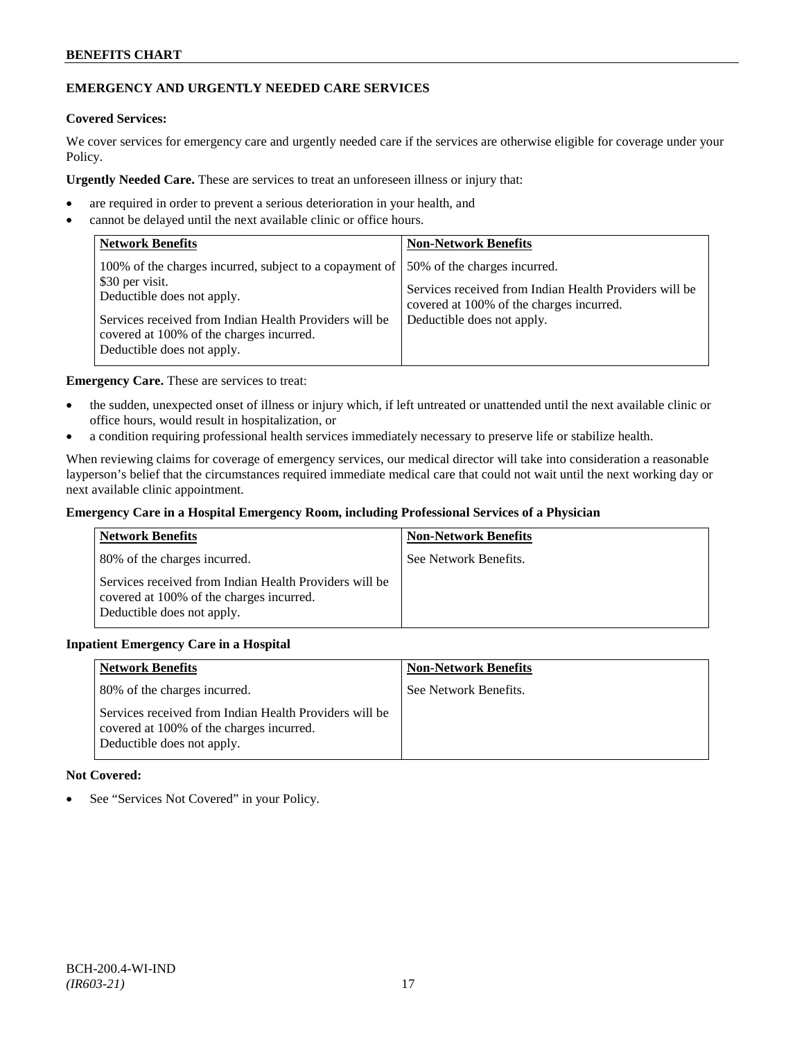## EMERGENCY AND URGENTLY NEEDED CARE SERVICES

**Covered Services:**

We cover services for emergency care and urgently needed care if the services are otherwise eligible for coverage under your Policy.

**Urgently Needed Care.** These are services to treat an unforeseen illness or injury that:

- are required in order to prevent a serious deterioration in your health, and
- cannot be delayed until the next available clinic or office hours.

| Network Benefits | Non-Network Benefits |
|---|---|
| 100% of the charges incurred, subject to a copayment of $30 per visit.<br>Deductible does not apply.<br><br>Services received from Indian Health Providers will be covered at 100% of the charges incurred.<br>Deductible does not apply. | 50% of the charges incurred.<br><br>Services received from Indian Health Providers will be covered at 100% of the charges incurred.<br>Deductible does not apply. |

**Emergency Care.** These are services to treat:

- the sudden, unexpected onset of illness or injury which, if left untreated or unattended until the next available clinic or office hours, would result in hospitalization, or
- a condition requiring professional health services immediately necessary to preserve life or stabilize health.

When reviewing claims for coverage of emergency services, our medical director will take into consideration a reasonable layperson's belief that the circumstances required immediate medical care that could not wait until the next working day or next available clinic appointment.

**Emergency Care in a Hospital Emergency Room, including Professional Services of a Physician**

| Network Benefits | Non-Network Benefits |
|---|---|
| 80% of the charges incurred.<br><br>Services received from Indian Health Providers will be covered at 100% of the charges incurred.<br>Deductible does not apply. | See Network Benefits. |

**Inpatient Emergency Care in a Hospital**

| Network Benefits | Non-Network Benefits |
|---|---|
| 80% of the charges incurred.<br><br>Services received from Indian Health Providers will be covered at 100% of the charges incurred.<br>Deductible does not apply. | See Network Benefits. |

**Not Covered:**

- See "Services Not Covered" in your Policy.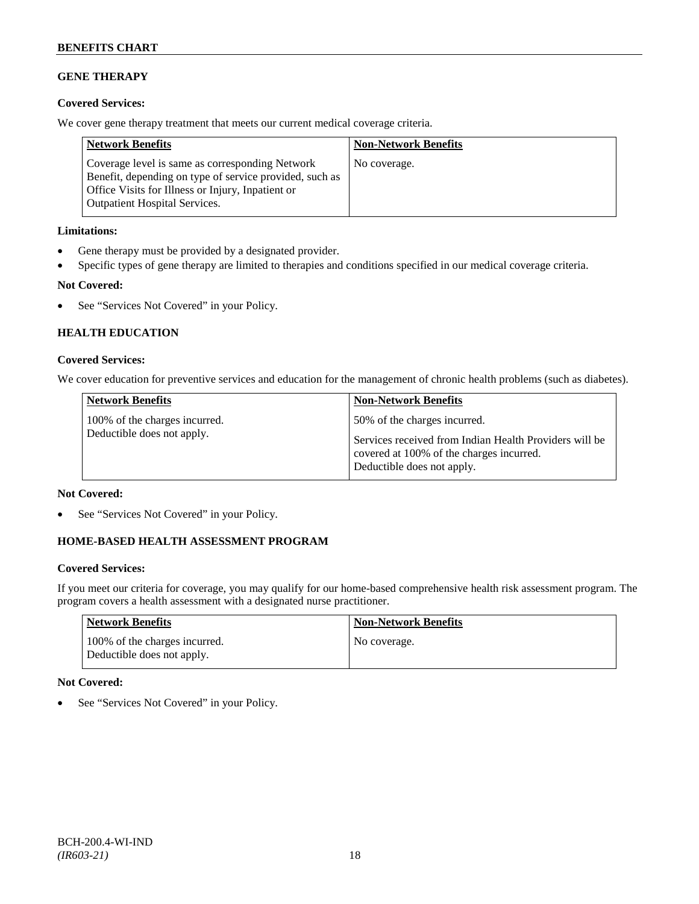## GENE THERAPY

**Covered Services:**

We cover gene therapy treatment that meets our current medical coverage criteria.

| Network Benefits | Non-Network Benefits |
| --- | --- |
| Coverage level is same as corresponding Network Benefit, depending on type of service provided, such as Office Visits for Illness or Injury, Inpatient or Outpatient Hospital Services. | No coverage. |

**Limitations:**

- Gene therapy must be provided by a designated provider.
- Specific types of gene therapy are limited to therapies and conditions specified in our medical coverage criteria.

**Not Covered:**

- See "Services Not Covered" in your Policy.

## HEALTH EDUCATION

**Covered Services:**

We cover education for preventive services and education for the management of chronic health problems (such as diabetes).

| Network Benefits | Non-Network Benefits |
| --- | --- |
| 100% of the charges incurred. Deductible does not apply. | 50% of the charges incurred. Services received from Indian Health Providers will be covered at 100% of the charges incurred. Deductible does not apply. |

**Not Covered:**

- See "Services Not Covered" in your Policy.

## HOME-BASED HEALTH ASSESSMENT PROGRAM

**Covered Services:**

If you meet our criteria for coverage, you may qualify for our home-based comprehensive health risk assessment program. The program covers a health assessment with a designated nurse practitioner.

| Network Benefits | Non-Network Benefits |
| --- | --- |
| 100% of the charges incurred. Deductible does not apply. | No coverage. |

**Not Covered:**

- See "Services Not Covered" in your Policy.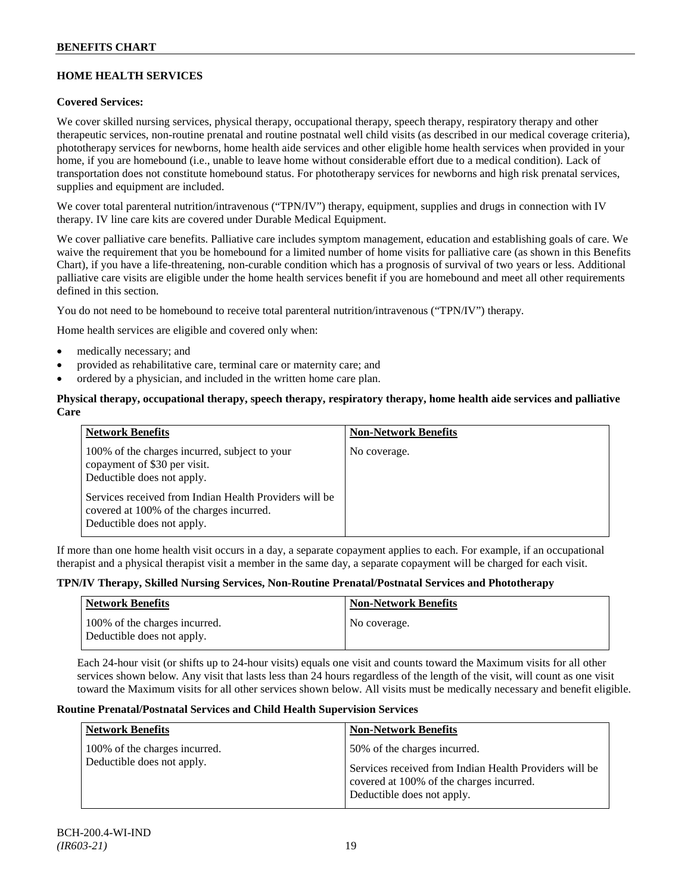## HOME HEALTH SERVICES

**Covered Services:**

We cover skilled nursing services, physical therapy, occupational therapy, speech therapy, respiratory therapy and other therapeutic services, non-routine prenatal and routine postnatal well child visits (as described in our medical coverage criteria), phototherapy services for newborns, home health aide services and other eligible home health services when provided in your home, if you are homebound (i.e., unable to leave home without considerable effort due to a medical condition). Lack of transportation does not constitute homebound status. For phototherapy services for newborns and high risk prenatal services, supplies and equipment are included.

We cover total parenteral nutrition/intravenous ("TPN/IV") therapy, equipment, supplies and drugs in connection with IV therapy. IV line care kits are covered under Durable Medical Equipment.

We cover palliative care benefits. Palliative care includes symptom management, education and establishing goals of care. We waive the requirement that you be homebound for a limited number of home visits for palliative care (as shown in this Benefits Chart), if you have a life-threatening, non-curable condition which has a prognosis of survival of two years or less. Additional palliative care visits are eligible under the home health services benefit if you are homebound and meet all other requirements defined in this section.

You do not need to be homebound to receive total parenteral nutrition/intravenous ("TPN/IV") therapy.

Home health services are eligible and covered only when:

- medically necessary; and
- provided as rehabilitative care, terminal care or maternity care; and
- ordered by a physician, and included in the written home care plan.

**Physical therapy, occupational therapy, speech therapy, respiratory therapy, home health aide services and palliative Care**

| Network Benefits | Non-Network Benefits |
|---|---|
| 100% of the charges incurred, subject to your copayment of $30 per visit. Deductible does not apply.<br><br>Services received from Indian Health Providers will be covered at 100% of the charges incurred. Deductible does not apply. | No coverage. |

If more than one home health visit occurs in a day, a separate copayment applies to each. For example, if an occupational therapist and a physical therapist visit a member in the same day, a separate copayment will be charged for each visit.

**TPN/IV Therapy, Skilled Nursing Services, Non-Routine Prenatal/Postnatal Services and Phototherapy**

| Network Benefits | Non-Network Benefits |
|---|---|
| 100% of the charges incurred. Deductible does not apply. | No coverage. |

Each 24-hour visit (or shifts up to 24-hour visits) equals one visit and counts toward the Maximum visits for all other services shown below. Any visit that lasts less than 24 hours regardless of the length of the visit, will count as one visit toward the Maximum visits for all other services shown below. All visits must be medically necessary and benefit eligible.

**Routine Prenatal/Postnatal Services and Child Health Supervision Services**

| Network Benefits | Non-Network Benefits |
|---|---|
| 100% of the charges incurred. Deductible does not apply. | 50% of the charges incurred.<br><br>Services received from Indian Health Providers will be covered at 100% of the charges incurred. Deductible does not apply. |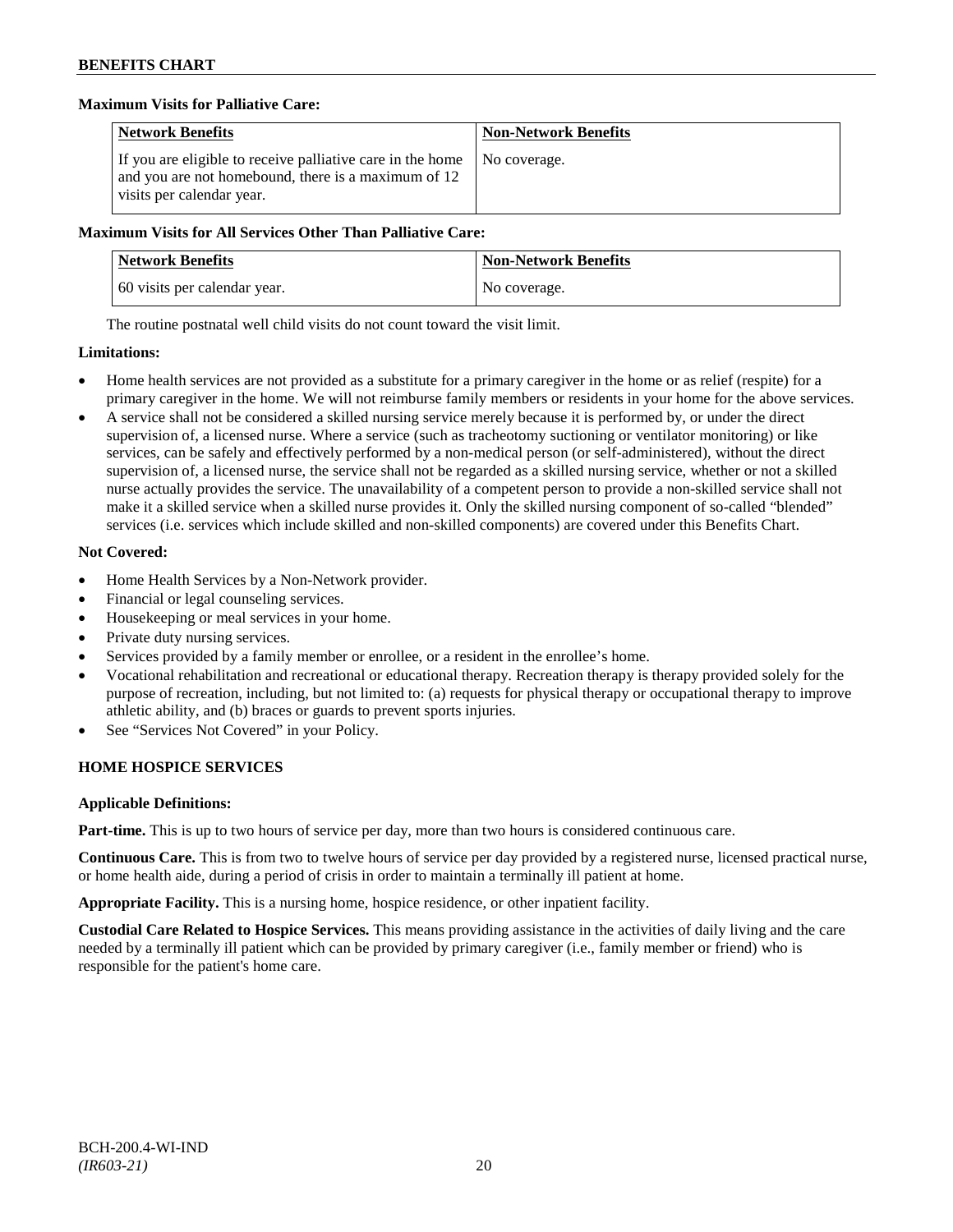**Maximum Visits for Palliative Care:**

| Network Benefits | Non-Network Benefits |
|---|---|
| If you are eligible to receive palliative care in the home and you are not homebound, there is a maximum of 12 visits per calendar year. | No coverage. |

**Maximum Visits for All Services Other Than Palliative Care:**

| Network Benefits | Non-Network Benefits |
|---|---|
| 60 visits per calendar year. | No coverage. |

The routine postnatal well child visits do not count toward the visit limit.

**Limitations:**

- Home health services are not provided as a substitute for a primary caregiver in the home or as relief (respite) for a primary caregiver in the home. We will not reimburse family members or residents in your home for the above services.
- A service shall not be considered a skilled nursing service merely because it is performed by, or under the direct supervision of, a licensed nurse. Where a service (such as tracheotomy suctioning or ventilator monitoring) or like services, can be safely and effectively performed by a non-medical person (or self-administered), without the direct supervision of, a licensed nurse, the service shall not be regarded as a skilled nursing service, whether or not a skilled nurse actually provides the service. The unavailability of a competent person to provide a non-skilled service shall not make it a skilled service when a skilled nurse provides it. Only the skilled nursing component of so-called "blended" services (i.e. services which include skilled and non-skilled components) are covered under this Benefits Chart.

**Not Covered:**

- Home Health Services by a Non-Network provider.
- Financial or legal counseling services.
- Housekeeping or meal services in your home.
- Private duty nursing services.
- Services provided by a family member or enrollee, or a resident in the enrollee's home.
- Vocational rehabilitation and recreational or educational therapy. Recreation therapy is therapy provided solely for the purpose of recreation, including, but not limited to: (a) requests for physical therapy or occupational therapy to improve athletic ability, and (b) braces or guards to prevent sports injuries.
- See "Services Not Covered" in your Policy.

## HOME HOSPICE SERVICES

**Applicable Definitions:**

**Part-time.** This is up to two hours of service per day, more than two hours is considered continuous care.

**Continuous Care.** This is from two to twelve hours of service per day provided by a registered nurse, licensed practical nurse, or home health aide, during a period of crisis in order to maintain a terminally ill patient at home.

**Appropriate Facility.** This is a nursing home, hospice residence, or other inpatient facility.

**Custodial Care Related to Hospice Services.** This means providing assistance in the activities of daily living and the care needed by a terminally ill patient which can be provided by primary caregiver (i.e., family member or friend) who is responsible for the patient's home care.

BCH-200.4-WI-IND
*(IR603-21)*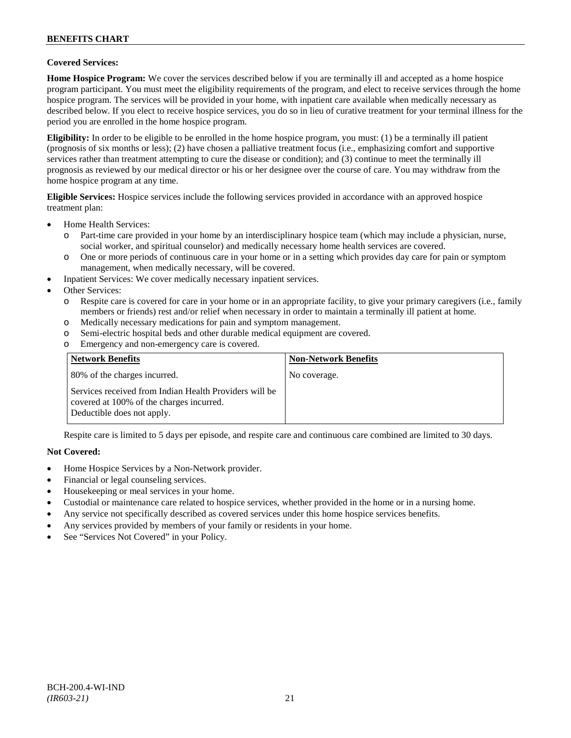**Covered Services:**

**Home Hospice Program:** We cover the services described below if you are terminally ill and accepted as a home hospice program participant. You must meet the eligibility requirements of the program, and elect to receive services through the home hospice program. The services will be provided in your home, with inpatient care available when medically necessary as described below. If you elect to receive hospice services, you do so in lieu of curative treatment for your terminal illness for the period you are enrolled in the home hospice program.

**Eligibility:** In order to be eligible to be enrolled in the home hospice program, you must: (1) be a terminally ill patient (prognosis of six months or less); (2) have chosen a palliative treatment focus (i.e., emphasizing comfort and supportive services rather than treatment attempting to cure the disease or condition); and (3) continue to meet the terminally ill prognosis as reviewed by our medical director or his or her designee over the course of care. You may withdraw from the home hospice program at any time.

**Eligible Services:** Hospice services include the following services provided in accordance with an approved hospice treatment plan:

- Home Health Services:
  - Part-time care provided in your home by an interdisciplinary hospice team (which may include a physician, nurse, social worker, and spiritual counselor) and medically necessary home health services are covered.
  - One or more periods of continuous care in your home or in a setting which provides day care for pain or symptom management, when medically necessary, will be covered.
- Inpatient Services: We cover medically necessary inpatient services.
- Other Services:
  - Respite care is covered for care in your home or in an appropriate facility, to give your primary caregivers (i.e., family members or friends) rest and/or relief when necessary in order to maintain a terminally ill patient at home.
  - Medically necessary medications for pain and symptom management.
  - Semi-electric hospital beds and other durable medical equipment are covered.
  - Emergency and non-emergency care is covered.

| Network Benefits | Non-Network Benefits |
|---|---|
| 80% of the charges incurred.<br><br>Services received from Indian Health Providers will be covered at 100% of the charges incurred. Deductible does not apply. | No coverage. |

Respite care is limited to 5 days per episode, and respite care and continuous care combined are limited to 30 days.

**Not Covered:**

- Home Hospice Services by a Non-Network provider.
- Financial or legal counseling services.
- Housekeeping or meal services in your home.
- Custodial or maintenance care related to hospice services, whether provided in the home or in a nursing home.
- Any service not specifically described as covered services under this home hospice services benefits.
- Any services provided by members of your family or residents in your home.
- See "Services Not Covered" in your Policy.

BCH-200.4-WI-IND
*(IR603-21)*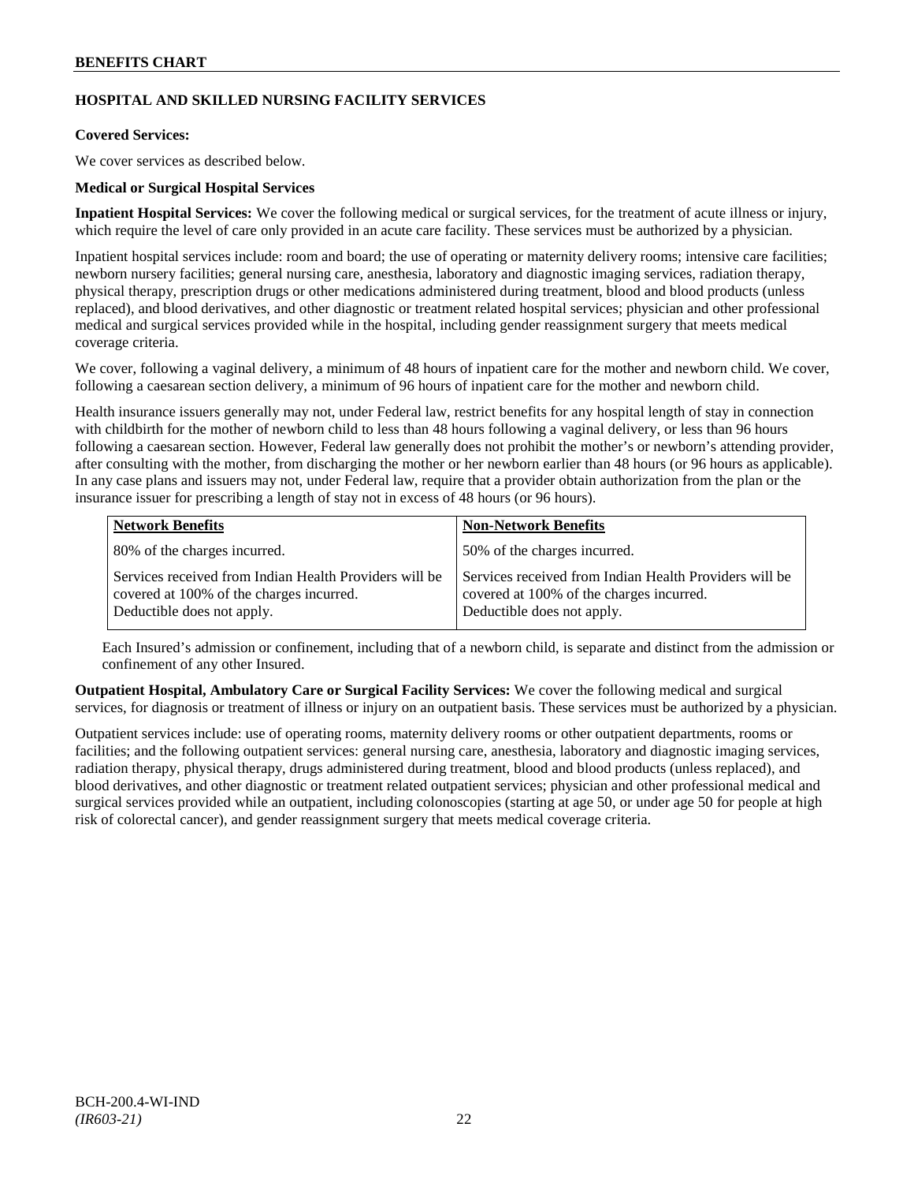## HOSPITAL AND SKILLED NURSING FACILITY SERVICES

**Covered Services:**

We cover services as described below.

**Medical or Surgical Hospital Services**

**Inpatient Hospital Services:** We cover the following medical or surgical services, for the treatment of acute illness or injury, which require the level of care only provided in an acute care facility. These services must be authorized by a physician.

Inpatient hospital services include: room and board; the use of operating or maternity delivery rooms; intensive care facilities; newborn nursery facilities; general nursing care, anesthesia, laboratory and diagnostic imaging services, radiation therapy, physical therapy, prescription drugs or other medications administered during treatment, blood and blood products (unless replaced), and blood derivatives, and other diagnostic or treatment related hospital services; physician and other professional medical and surgical services provided while in the hospital, including gender reassignment surgery that meets medical coverage criteria.

We cover, following a vaginal delivery, a minimum of 48 hours of inpatient care for the mother and newborn child. We cover, following a caesarean section delivery, a minimum of 96 hours of inpatient care for the mother and newborn child.

Health insurance issuers generally may not, under Federal law, restrict benefits for any hospital length of stay in connection with childbirth for the mother of newborn child to less than 48 hours following a vaginal delivery, or less than 96 hours following a caesarean section. However, Federal law generally does not prohibit the mother's or newborn's attending provider, after consulting with the mother, from discharging the mother or her newborn earlier than 48 hours (or 96 hours as applicable). In any case plans and issuers may not, under Federal law, require that a provider obtain authorization from the plan or the insurance issuer for prescribing a length of stay not in excess of 48 hours (or 96 hours).

| Network Benefits | Non-Network Benefits |
| --- | --- |
| 80% of the charges incurred. | 50% of the charges incurred. |
| Services received from Indian Health Providers will be covered at 100% of the charges incurred. Deductible does not apply. | Services received from Indian Health Providers will be covered at 100% of the charges incurred. Deductible does not apply. |

Each Insured's admission or confinement, including that of a newborn child, is separate and distinct from the admission or confinement of any other Insured.

**Outpatient Hospital, Ambulatory Care or Surgical Facility Services:** We cover the following medical and surgical services, for diagnosis or treatment of illness or injury on an outpatient basis. These services must be authorized by a physician.

Outpatient services include: use of operating rooms, maternity delivery rooms or other outpatient departments, rooms or facilities; and the following outpatient services: general nursing care, anesthesia, laboratory and diagnostic imaging services, radiation therapy, physical therapy, drugs administered during treatment, blood and blood products (unless replaced), and blood derivatives, and other diagnostic or treatment related outpatient services; physician and other professional medical and surgical services provided while an outpatient, including colonoscopies (starting at age 50, or under age 50 for people at high risk of colorectal cancer), and gender reassignment surgery that meets medical coverage criteria.

BCH-200.4-WI-IND
*(IR603-21)*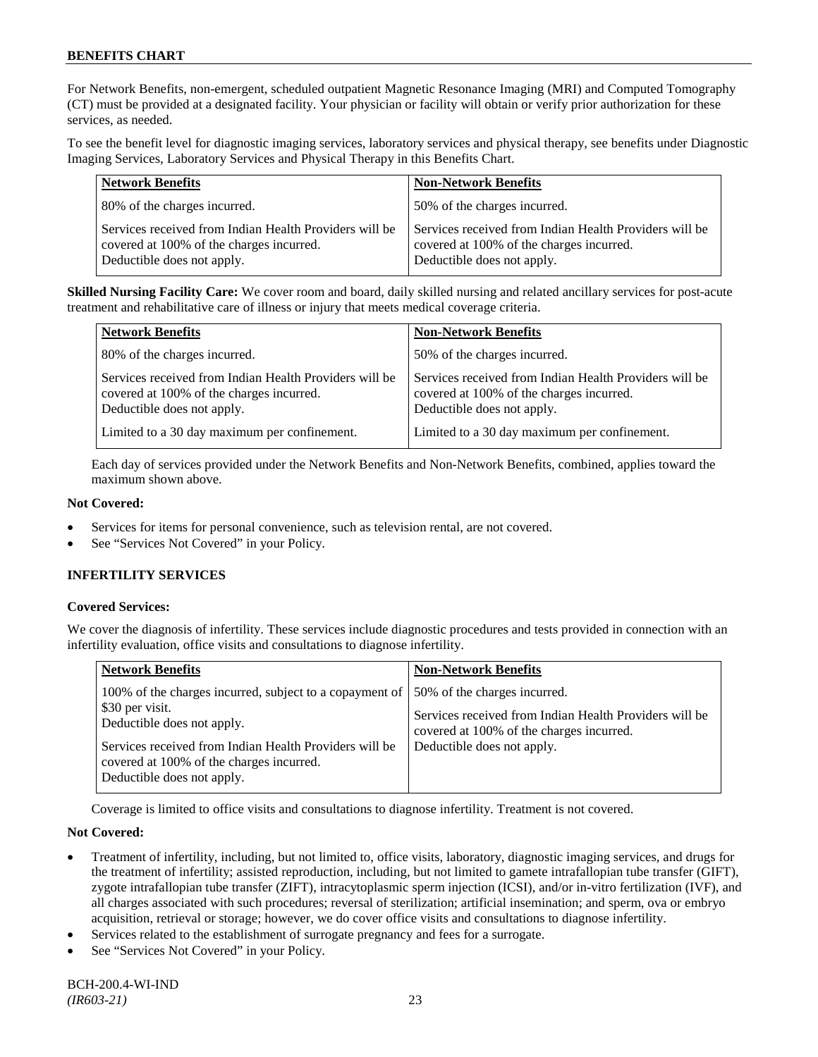For Network Benefits, non-emergent, scheduled outpatient Magnetic Resonance Imaging (MRI) and Computed Tomography (CT) must be provided at a designated facility. Your physician or facility will obtain or verify prior authorization for these services, as needed.

To see the benefit level for diagnostic imaging services, laboratory services and physical therapy, see benefits under Diagnostic Imaging Services, Laboratory Services and Physical Therapy in this Benefits Chart.

| Network Benefits | Non-Network Benefits |
|---|---|
| 80% of the charges incurred. | 50% of the charges incurred. |
| Services received from Indian Health Providers will be covered at 100% of the charges incurred. Deductible does not apply. | Services received from Indian Health Providers will be covered at 100% of the charges incurred. Deductible does not apply. |

**Skilled Nursing Facility Care:** We cover room and board, daily skilled nursing and related ancillary services for post-acute treatment and rehabilitative care of illness or injury that meets medical coverage criteria.

| Network Benefits | Non-Network Benefits |
|---|---|
| 80% of the charges incurred. | 50% of the charges incurred. |
| Services received from Indian Health Providers will be covered at 100% of the charges incurred. Deductible does not apply. | Services received from Indian Health Providers will be covered at 100% of the charges incurred. Deductible does not apply. |
| Limited to a 30 day maximum per confinement. | Limited to a 30 day maximum per confinement. |

Each day of services provided under the Network Benefits and Non-Network Benefits, combined, applies toward the maximum shown above.

**Not Covered:**

- Services for items for personal convenience, such as television rental, are not covered.
- See "Services Not Covered" in your Policy.

**INFERTILITY SERVICES**

**Covered Services:**

We cover the diagnosis of infertility. These services include diagnostic procedures and tests provided in connection with an infertility evaluation, office visits and consultations to diagnose infertility.

| Network Benefits | Non-Network Benefits |
|---|---|
| 100% of the charges incurred, subject to a copayment of \$30 per visit. Deductible does not apply. | 50% of the charges incurred. |
| Services received from Indian Health Providers will be covered at 100% of the charges incurred. Deductible does not apply. | Services received from Indian Health Providers will be covered at 100% of the charges incurred. Deductible does not apply. |

Coverage is limited to office visits and consultations to diagnose infertility. Treatment is not covered.

**Not Covered:**

- Treatment of infertility, including, but not limited to, office visits, laboratory, diagnostic imaging services, and drugs for the treatment of infertility; assisted reproduction, including, but not limited to gamete intrafallopian tube transfer (GIFT), zygote intrafallopian tube transfer (ZIFT), intracytoplasmic sperm injection (ICSI), and/or in-vitro fertilization (IVF), and all charges associated with such procedures; reversal of sterilization; artificial insemination; and sperm, ova or embryo acquisition, retrieval or storage; however, we do cover office visits and consultations to diagnose infertility.
- Services related to the establishment of surrogate pregnancy and fees for a surrogate.
- See "Services Not Covered" in your Policy.

BCH-200.4-WI-IND
*(IR603-21)*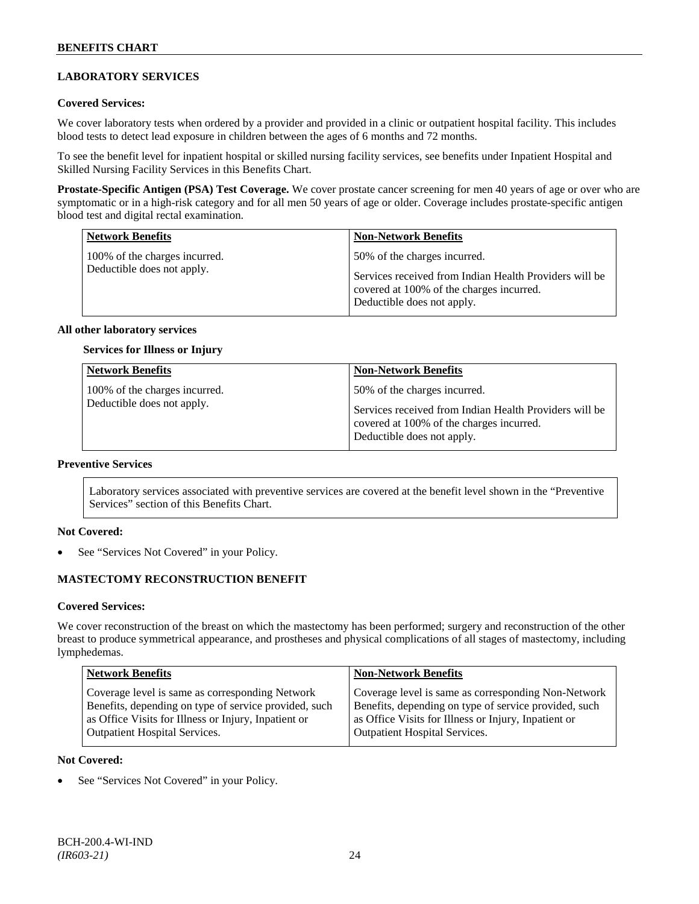## LABORATORY SERVICES

### Covered Services:

We cover laboratory tests when ordered by a provider and provided in a clinic or outpatient hospital facility. This includes blood tests to detect lead exposure in children between the ages of 6 months and 72 months.

To see the benefit level for inpatient hospital or skilled nursing facility services, see benefits under Inpatient Hospital and Skilled Nursing Facility Services in this Benefits Chart.

**Prostate-Specific Antigen (PSA) Test Coverage.** We cover prostate cancer screening for men 40 years of age or over who are symptomatic or in a high-risk category and for all men 50 years of age or older. Coverage includes prostate-specific antigen blood test and digital rectal examination.

| Network Benefits | Non-Network Benefits |
|---|---|
| 100% of the charges incurred. Deductible does not apply. | 50% of the charges incurred.<br><br>Services received from Indian Health Providers will be covered at 100% of the charges incurred. Deductible does not apply. |

### All other laboratory services

**Services for Illness or Injury**

| Network Benefits | Non-Network Benefits |
|---|---|
| 100% of the charges incurred. Deductible does not apply. | 50% of the charges incurred.<br><br>Services received from Indian Health Providers will be covered at 100% of the charges incurred. Deductible does not apply. |

### Preventive Services

Laboratory services associated with preventive services are covered at the benefit level shown in the "Preventive Services" section of this Benefits Chart.

### Not Covered:

- See "Services Not Covered" in your Policy.

## MASTECTOMY RECONSTRUCTION BENEFIT

### Covered Services:

We cover reconstruction of the breast on which the mastectomy has been performed; surgery and reconstruction of the other breast to produce symmetrical appearance, and prostheses and physical complications of all stages of mastectomy, including lymphedemas.

| Network Benefits | Non-Network Benefits |
|---|---|
| Coverage level is same as corresponding Network Benefits, depending on type of service provided, such as Office Visits for Illness or Injury, Inpatient or Outpatient Hospital Services. | Coverage level is same as corresponding Non-Network Benefits, depending on type of service provided, such as Office Visits for Illness or Injury, Inpatient or Outpatient Hospital Services. |

### Not Covered:

- See "Services Not Covered" in your Policy.

BCH-200.4-WI-IND
*(IR603-21)*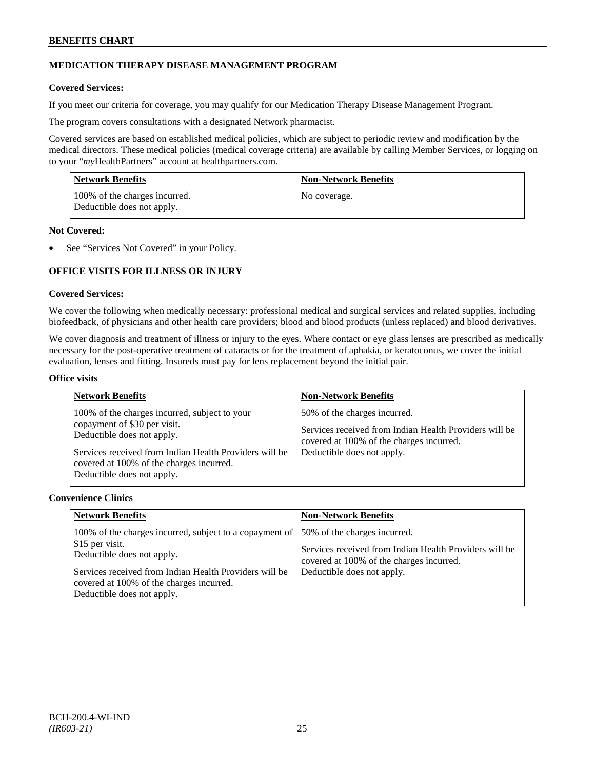## MEDICATION THERAPY DISEASE MANAGEMENT PROGRAM

**Covered Services:**

If you meet our criteria for coverage, you may qualify for our Medication Therapy Disease Management Program.

The program covers consultations with a designated Network pharmacist.

Covered services are based on established medical policies, which are subject to periodic review and modification by the medical directors. These medical policies (medical coverage criteria) are available by calling Member Services, or logging on to your "*my*HealthPartners" account at healthpartners.com.

| Network Benefits | Non-Network Benefits |
|---|---|
| 100% of the charges incurred.<br>Deductible does not apply. | No coverage. |

**Not Covered:**

- See "Services Not Covered" in your Policy.

## OFFICE VISITS FOR ILLNESS OR INJURY

**Covered Services:**

We cover the following when medically necessary: professional medical and surgical services and related supplies, including biofeedback, of physicians and other health care providers; blood and blood products (unless replaced) and blood derivatives.

We cover diagnosis and treatment of illness or injury to the eyes. Where contact or eye glass lenses are prescribed as medically necessary for the post-operative treatment of cataracts or for the treatment of aphakia, or keratoconus, we cover the initial evaluation, lenses and fitting. Insureds must pay for lens replacement beyond the initial pair.

**Office visits**

| Network Benefits | Non-Network Benefits |
|---|---|
| 100% of the charges incurred, subject to your copayment of $30 per visit.<br>Deductible does not apply.<br><br>Services received from Indian Health Providers will be covered at 100% of the charges incurred.<br>Deductible does not apply. | 50% of the charges incurred.<br><br>Services received from Indian Health Providers will be covered at 100% of the charges incurred.<br>Deductible does not apply. |

**Convenience Clinics**

| Network Benefits | Non-Network Benefits |
|---|---|
| 100% of the charges incurred, subject to a copayment of $15 per visit.<br>Deductible does not apply.<br><br>Services received from Indian Health Providers will be covered at 100% of the charges incurred.<br>Deductible does not apply. | 50% of the charges incurred.<br><br>Services received from Indian Health Providers will be covered at 100% of the charges incurred.<br>Deductible does not apply. |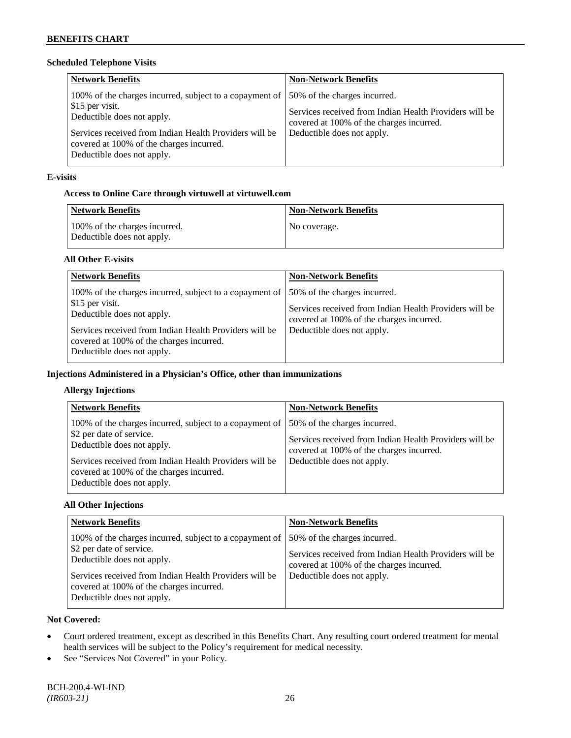### Scheduled Telephone Visits

| Network Benefits | Non-Network Benefits |
|---|---|
| 100% of the charges incurred, subject to a copayment of $15 per visit.<br>Deductible does not apply.<br><br>Services received from Indian Health Providers will be covered at 100% of the charges incurred.<br>Deductible does not apply. | 50% of the charges incurred.<br><br>Services received from Indian Health Providers will be covered at 100% of the charges incurred.<br>Deductible does not apply. |

### E-visits

#### Access to Online Care through virtuwell at virtuwell.com

| Network Benefits | Non-Network Benefits |
|---|---|
| 100% of the charges incurred.<br>Deductible does not apply. | No coverage. |

#### All Other E-visits

| Network Benefits | Non-Network Benefits |
|---|---|
| 100% of the charges incurred, subject to a copayment of $15 per visit.<br>Deductible does not apply.<br><br>Services received from Indian Health Providers will be covered at 100% of the charges incurred.<br>Deductible does not apply. | 50% of the charges incurred.<br><br>Services received from Indian Health Providers will be covered at 100% of the charges incurred.<br>Deductible does not apply. |

### Injections Administered in a Physician's Office, other than immunizations

#### Allergy Injections

| Network Benefits | Non-Network Benefits |
|---|---|
| 100% of the charges incurred, subject to a copayment of $2 per date of service.<br>Deductible does not apply.<br><br>Services received from Indian Health Providers will be covered at 100% of the charges incurred.<br>Deductible does not apply. | 50% of the charges incurred.<br><br>Services received from Indian Health Providers will be covered at 100% of the charges incurred.<br>Deductible does not apply. |

#### All Other Injections

| Network Benefits | Non-Network Benefits |
|---|---|
| 100% of the charges incurred, subject to a copayment of $2 per date of service.<br>Deductible does not apply.<br><br>Services received from Indian Health Providers will be covered at 100% of the charges incurred.<br>Deductible does not apply. | 50% of the charges incurred.<br><br>Services received from Indian Health Providers will be covered at 100% of the charges incurred.<br>Deductible does not apply. |

**Not Covered:**

- Court ordered treatment, except as described in this Benefits Chart. Any resulting court ordered treatment for mental health services will be subject to the Policy's requirement for medical necessity.
- See "Services Not Covered" in your Policy.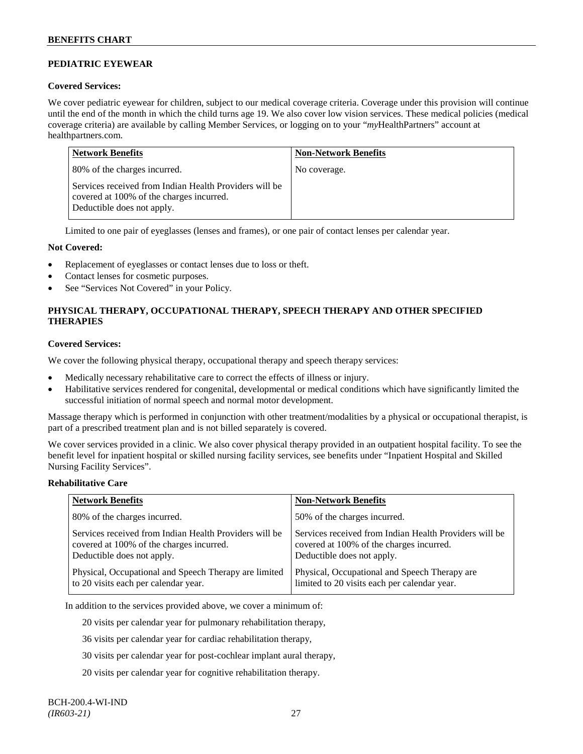## PEDIATRIC EYEWEAR

**Covered Services:**

We cover pediatric eyewear for children, subject to our medical coverage criteria. Coverage under this provision will continue until the end of the month in which the child turns age 19. We also cover low vision services. These medical policies (medical coverage criteria) are available by calling Member Services, or logging on to your "*my*HealthPartners" account at healthpartners.com.

| Network Benefits | Non-Network Benefits |
|---|---|
| 80% of the charges incurred.<br><br>Services received from Indian Health Providers will be covered at 100% of the charges incurred. Deductible does not apply. | No coverage. |

Limited to one pair of eyeglasses (lenses and frames), or one pair of contact lenses per calendar year.

**Not Covered:**

- Replacement of eyeglasses or contact lenses due to loss or theft.
- Contact lenses for cosmetic purposes.
- See "Services Not Covered" in your Policy.

## PHYSICAL THERAPY, OCCUPATIONAL THERAPY, SPEECH THERAPY AND OTHER SPECIFIED THERAPIES

**Covered Services:**

We cover the following physical therapy, occupational therapy and speech therapy services:

- Medically necessary rehabilitative care to correct the effects of illness or injury.
- Habilitative services rendered for congenital, developmental or medical conditions which have significantly limited the successful initiation of normal speech and normal motor development.

Massage therapy which is performed in conjunction with other treatment/modalities by a physical or occupational therapist, is part of a prescribed treatment plan and is not billed separately is covered.

We cover services provided in a clinic. We also cover physical therapy provided in an outpatient hospital facility. To see the benefit level for inpatient hospital or skilled nursing facility services, see benefits under "Inpatient Hospital and Skilled Nursing Facility Services".

**Rehabilitative Care**

| Network Benefits | Non-Network Benefits |
|---|---|
| 80% of the charges incurred. | 50% of the charges incurred. |
| Services received from Indian Health Providers will be covered at 100% of the charges incurred. Deductible does not apply. | Services received from Indian Health Providers will be covered at 100% of the charges incurred. Deductible does not apply. |
| Physical, Occupational and Speech Therapy are limited to 20 visits each per calendar year. | Physical, Occupational and Speech Therapy are limited to 20 visits each per calendar year. |

In addition to the services provided above, we cover a minimum of:

20 visits per calendar year for pulmonary rehabilitation therapy,

36 visits per calendar year for cardiac rehabilitation therapy,

30 visits per calendar year for post-cochlear implant aural therapy,

20 visits per calendar year for cognitive rehabilitation therapy.

BCH-200.4-WI-IND
*(IR603-21)*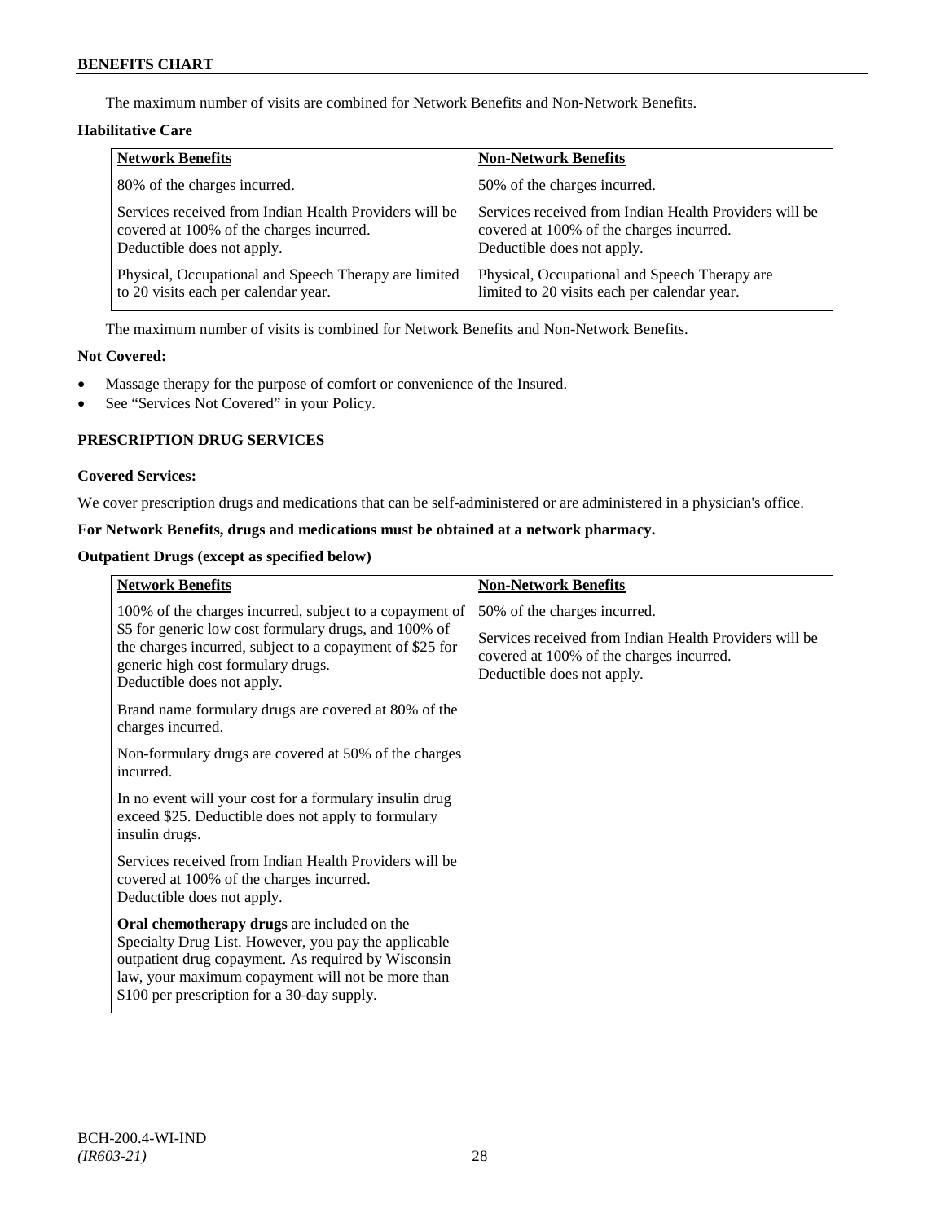The maximum number of visits are combined for Network Benefits and Non-Network Benefits.

**Habilitative Care**

| Network Benefits | Non-Network Benefits |
|---|---|
| 80% of the charges incurred.<br><br>Services received from Indian Health Providers will be covered at 100% of the charges incurred. Deductible does not apply.<br><br>Physical, Occupational and Speech Therapy are limited to 20 visits each per calendar year. | 50% of the charges incurred.<br><br>Services received from Indian Health Providers will be covered at 100% of the charges incurred. Deductible does not apply.<br><br>Physical, Occupational and Speech Therapy are limited to 20 visits each per calendar year. |

The maximum number of visits is combined for Network Benefits and Non-Network Benefits.

**Not Covered:**

- Massage therapy for the purpose of comfort or convenience of the Insured.
- See "Services Not Covered" in your Policy.

## PRESCRIPTION DRUG SERVICES

**Covered Services:**

We cover prescription drugs and medications that can be self-administered or are administered in a physician's office.

**For Network Benefits, drugs and medications must be obtained at a network pharmacy.**

**Outpatient Drugs (except as specified below)**

| Network Benefits | Non-Network Benefits |
|---|---|
| 100% of the charges incurred, subject to a copayment of $5 for generic low cost formulary drugs, and 100% of the charges incurred, subject to a copayment of $25 for generic high cost formulary drugs. Deductible does not apply.<br><br>Brand name formulary drugs are covered at 80% of the charges incurred.<br><br>Non-formulary drugs are covered at 50% of the charges incurred.<br><br>In no event will your cost for a formulary insulin drug exceed $25. Deductible does not apply to formulary insulin drugs.<br><br>Services received from Indian Health Providers will be covered at 100% of the charges incurred. Deductible does not apply.<br><br>**Oral chemotherapy drugs** are included on the Specialty Drug List. However, you pay the applicable outpatient drug copayment. As required by Wisconsin law, your maximum copayment will not be more than $100 per prescription for a 30-day supply. | 50% of the charges incurred.<br><br>Services received from Indian Health Providers will be covered at 100% of the charges incurred. Deductible does not apply. |

BCH-200.4-WI-IND
*(IR603-21)*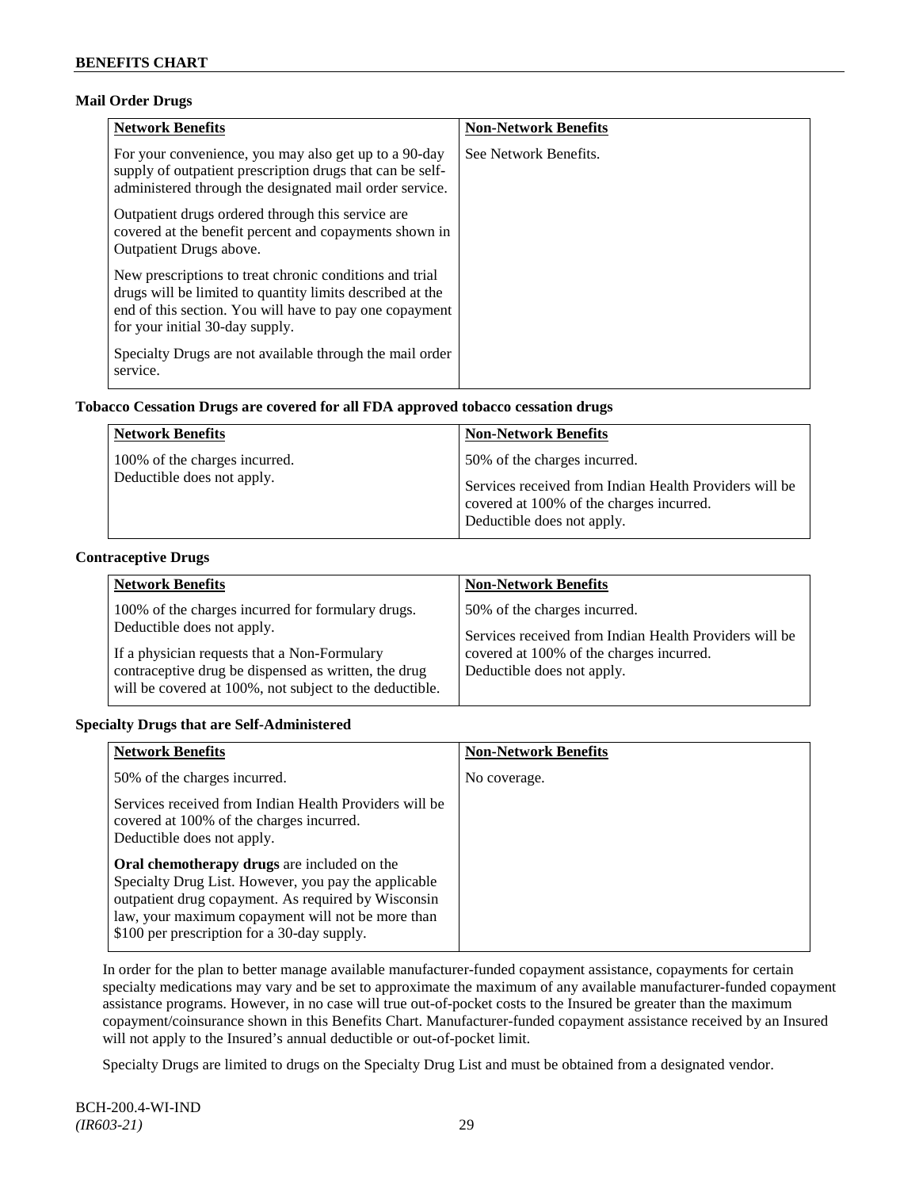### Mail Order Drugs

| Network Benefits | Non-Network Benefits |
| --- | --- |
| For your convenience, you may also get up to a 90-day supply of outpatient prescription drugs that can be self-administered through the designated mail order service.<br><br>Outpatient drugs ordered through this service are covered at the benefit percent and copayments shown in Outpatient Drugs above.<br><br>New prescriptions to treat chronic conditions and trial drugs will be limited to quantity limits described at the end of this section. You will have to pay one copayment for your initial 30-day supply.<br><br>Specialty Drugs are not available through the mail order service. | See Network Benefits. |

### Tobacco Cessation Drugs are covered for all FDA approved tobacco cessation drugs

| Network Benefits | Non-Network Benefits |
| --- | --- |
| 100% of the charges incurred.<br>Deductible does not apply. | 50% of the charges incurred.<br><br>Services received from Indian Health Providers will be covered at 100% of the charges incurred.<br>Deductible does not apply. |

### Contraceptive Drugs

| Network Benefits | Non-Network Benefits |
| --- | --- |
| 100% of the charges incurred for formulary drugs.<br>Deductible does not apply.<br><br>If a physician requests that a Non-Formulary contraceptive drug be dispensed as written, the drug will be covered at 100%, not subject to the deductible. | 50% of the charges incurred.<br><br>Services received from Indian Health Providers will be covered at 100% of the charges incurred.<br>Deductible does not apply. |

### Specialty Drugs that are Self-Administered

| Network Benefits | Non-Network Benefits |
| --- | --- |
| 50% of the charges incurred.<br><br>Services received from Indian Health Providers will be covered at 100% of the charges incurred.<br>Deductible does not apply.<br><br>**Oral chemotherapy drugs** are included on the Specialty Drug List. However, you pay the applicable outpatient drug copayment. As required by Wisconsin law, your maximum copayment will not be more than $100 per prescription for a 30-day supply. | No coverage. |

In order for the plan to better manage available manufacturer-funded copayment assistance, copayments for certain specialty medications may vary and be set to approximate the maximum of any available manufacturer-funded copayment assistance programs. However, in no case will true out-of-pocket costs to the Insured be greater than the maximum copayment/coinsurance shown in this Benefits Chart. Manufacturer-funded copayment assistance received by an Insured will not apply to the Insured's annual deductible or out-of-pocket limit.

Specialty Drugs are limited to drugs on the Specialty Drug List and must be obtained from a designated vendor.

BCH-200.4-WI-IND
*(IR603-21)*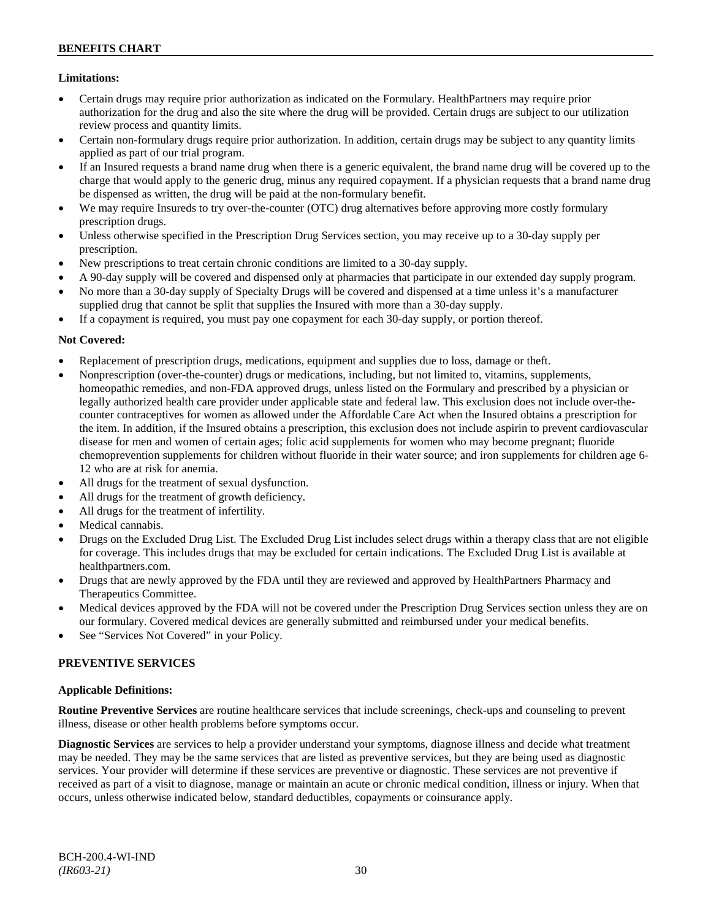**Limitations:**

- Certain drugs may require prior authorization as indicated on the Formulary. HealthPartners may require prior authorization for the drug and also the site where the drug will be provided. Certain drugs are subject to our utilization review process and quantity limits.
- Certain non-formulary drugs require prior authorization. In addition, certain drugs may be subject to any quantity limits applied as part of our trial program.
- If an Insured requests a brand name drug when there is a generic equivalent, the brand name drug will be covered up to the charge that would apply to the generic drug, minus any required copayment. If a physician requests that a brand name drug be dispensed as written, the drug will be paid at the non-formulary benefit.
- We may require Insureds to try over-the-counter (OTC) drug alternatives before approving more costly formulary prescription drugs.
- Unless otherwise specified in the Prescription Drug Services section, you may receive up to a 30-day supply per prescription.
- New prescriptions to treat certain chronic conditions are limited to a 30-day supply.
- A 90-day supply will be covered and dispensed only at pharmacies that participate in our extended day supply program.
- No more than a 30-day supply of Specialty Drugs will be covered and dispensed at a time unless it's a manufacturer supplied drug that cannot be split that supplies the Insured with more than a 30-day supply.
- If a copayment is required, you must pay one copayment for each 30-day supply, or portion thereof.

**Not Covered:**

- Replacement of prescription drugs, medications, equipment and supplies due to loss, damage or theft.
- Nonprescription (over-the-counter) drugs or medications, including, but not limited to, vitamins, supplements, homeopathic remedies, and non-FDA approved drugs, unless listed on the Formulary and prescribed by a physician or legally authorized health care provider under applicable state and federal law. This exclusion does not include over-the-counter contraceptives for women as allowed under the Affordable Care Act when the Insured obtains a prescription for the item. In addition, if the Insured obtains a prescription, this exclusion does not include aspirin to prevent cardiovascular disease for men and women of certain ages; folic acid supplements for women who may become pregnant; fluoride chemoprevention supplements for children without fluoride in their water source; and iron supplements for children age 6-12 who are at risk for anemia.
- All drugs for the treatment of sexual dysfunction.
- All drugs for the treatment of growth deficiency.
- All drugs for the treatment of infertility.
- Medical cannabis.
- Drugs on the Excluded Drug List. The Excluded Drug List includes select drugs within a therapy class that are not eligible for coverage. This includes drugs that may be excluded for certain indications. The Excluded Drug List is available at healthpartners.com.
- Drugs that are newly approved by the FDA until they are reviewed and approved by HealthPartners Pharmacy and Therapeutics Committee.
- Medical devices approved by the FDA will not be covered under the Prescription Drug Services section unless they are on our formulary. Covered medical devices are generally submitted and reimbursed under your medical benefits.
- See "Services Not Covered" in your Policy.

## PREVENTIVE SERVICES

**Applicable Definitions:**

**Routine Preventive Services** are routine healthcare services that include screenings, check-ups and counseling to prevent illness, disease or other health problems before symptoms occur.

**Diagnostic Services** are services to help a provider understand your symptoms, diagnose illness and decide what treatment may be needed. They may be the same services that are listed as preventive services, but they are being used as diagnostic services. Your provider will determine if these services are preventive or diagnostic. These services are not preventive if received as part of a visit to diagnose, manage or maintain an acute or chronic medical condition, illness or injury. When that occurs, unless otherwise indicated below, standard deductibles, copayments or coinsurance apply.

BCH-200.4-WI-IND
*(IR603-21)*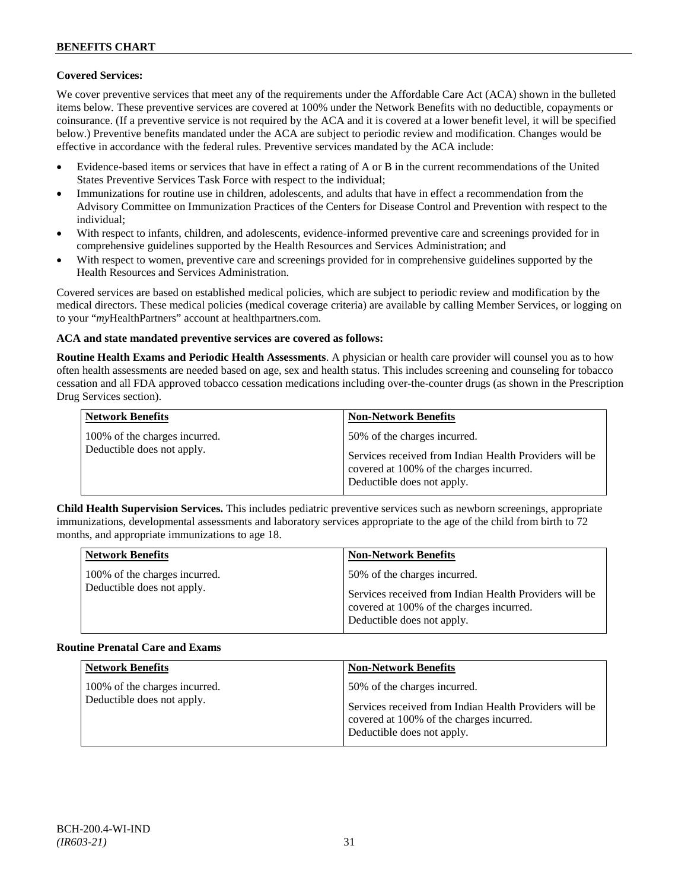**Covered Services:**

We cover preventive services that meet any of the requirements under the Affordable Care Act (ACA) shown in the bulleted items below. These preventive services are covered at 100% under the Network Benefits with no deductible, copayments or coinsurance. (If a preventive service is not required by the ACA and it is covered at a lower benefit level, it will be specified below.) Preventive benefits mandated under the ACA are subject to periodic review and modification. Changes would be effective in accordance with the federal rules. Preventive services mandated by the ACA include:

- Evidence-based items or services that have in effect a rating of A or B in the current recommendations of the United States Preventive Services Task Force with respect to the individual;
- Immunizations for routine use in children, adolescents, and adults that have in effect a recommendation from the Advisory Committee on Immunization Practices of the Centers for Disease Control and Prevention with respect to the individual;
- With respect to infants, children, and adolescents, evidence-informed preventive care and screenings provided for in comprehensive guidelines supported by the Health Resources and Services Administration; and
- With respect to women, preventive care and screenings provided for in comprehensive guidelines supported by the Health Resources and Services Administration.

Covered services are based on established medical policies, which are subject to periodic review and modification by the medical directors. These medical policies (medical coverage criteria) are available by calling Member Services, or logging on to your "*my*HealthPartners" account at healthpartners.com.

**ACA and state mandated preventive services are covered as follows:**

**Routine Health Exams and Periodic Health Assessments**. A physician or health care provider will counsel you as to how often health assessments are needed based on age, sex and health status. This includes screening and counseling for tobacco cessation and all FDA approved tobacco cessation medications including over-the-counter drugs (as shown in the Prescription Drug Services section).

| Network Benefits | Non-Network Benefits |
|---|---|
| 100% of the charges incurred.<br>Deductible does not apply. | 50% of the charges incurred.<br>Services received from Indian Health Providers will be covered at 100% of the charges incurred.<br>Deductible does not apply. |

**Child Health Supervision Services.** This includes pediatric preventive services such as newborn screenings, appropriate immunizations, developmental assessments and laboratory services appropriate to the age of the child from birth to 72 months, and appropriate immunizations to age 18.

| Network Benefits | Non-Network Benefits |
|---|---|
| 100% of the charges incurred.<br>Deductible does not apply. | 50% of the charges incurred.<br>Services received from Indian Health Providers will be covered at 100% of the charges incurred.<br>Deductible does not apply. |

**Routine Prenatal Care and Exams**

| Network Benefits | Non-Network Benefits |
|---|---|
| 100% of the charges incurred.<br>Deductible does not apply. | 50% of the charges incurred.<br>Services received from Indian Health Providers will be covered at 100% of the charges incurred.<br>Deductible does not apply. |

BCH-200.4-WI-IND
*(IR603-21)*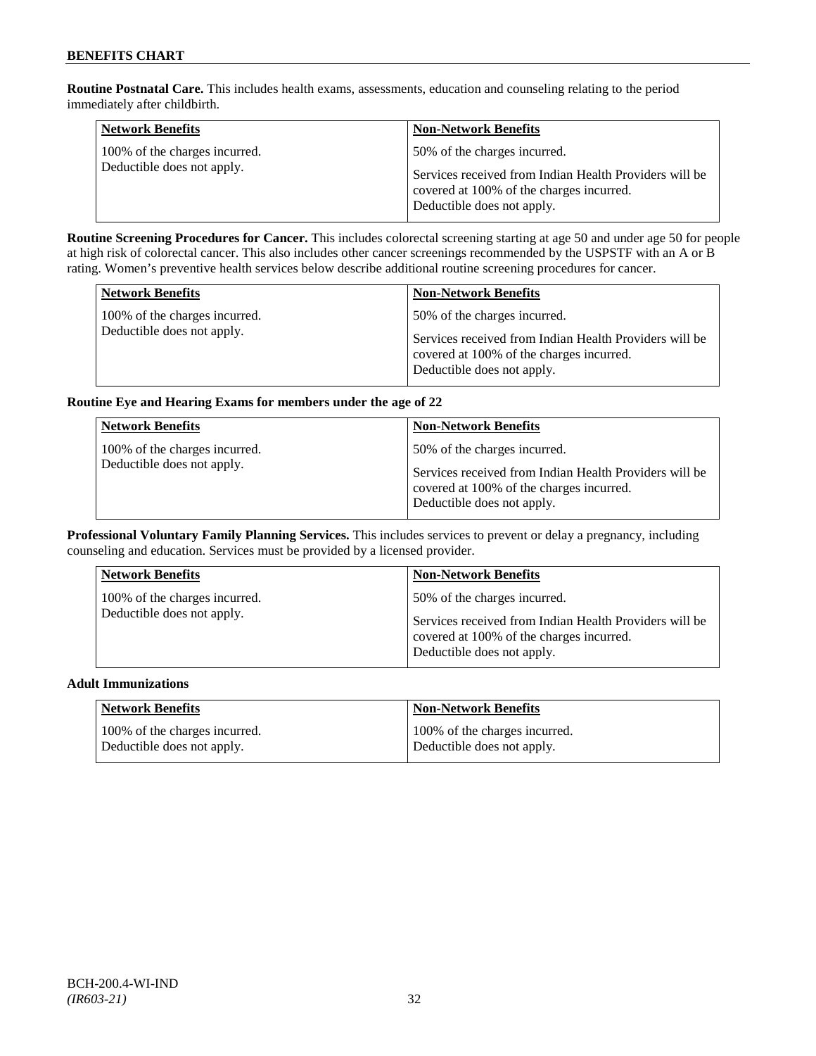**Routine Postnatal Care.** This includes health exams, assessments, education and counseling relating to the period immediately after childbirth.

| Network Benefits | Non-Network Benefits |
|---|---|
| 100% of the charges incurred. Deductible does not apply. | 50% of the charges incurred. Services received from Indian Health Providers will be covered at 100% of the charges incurred. Deductible does not apply. |

**Routine Screening Procedures for Cancer.** This includes colorectal screening starting at age 50 and under age 50 for people at high risk of colorectal cancer. This also includes other cancer screenings recommended by the USPSTF with an A or B rating. Women's preventive health services below describe additional routine screening procedures for cancer.

| Network Benefits | Non-Network Benefits |
|---|---|
| 100% of the charges incurred. Deductible does not apply. | 50% of the charges incurred. Services received from Indian Health Providers will be covered at 100% of the charges incurred. Deductible does not apply. |

**Routine Eye and Hearing Exams for members under the age of 22**

| Network Benefits | Non-Network Benefits |
|---|---|
| 100% of the charges incurred. Deductible does not apply. | 50% of the charges incurred. Services received from Indian Health Providers will be covered at 100% of the charges incurred. Deductible does not apply. |

**Professional Voluntary Family Planning Services.** This includes services to prevent or delay a pregnancy, including counseling and education. Services must be provided by a licensed provider.

| Network Benefits | Non-Network Benefits |
|---|---|
| 100% of the charges incurred. Deductible does not apply. | 50% of the charges incurred. Services received from Indian Health Providers will be covered at 100% of the charges incurred. Deductible does not apply. |

**Adult Immunizations**

| Network Benefits | Non-Network Benefits |
|---|---|
| 100% of the charges incurred. Deductible does not apply. | 100% of the charges incurred. Deductible does not apply. |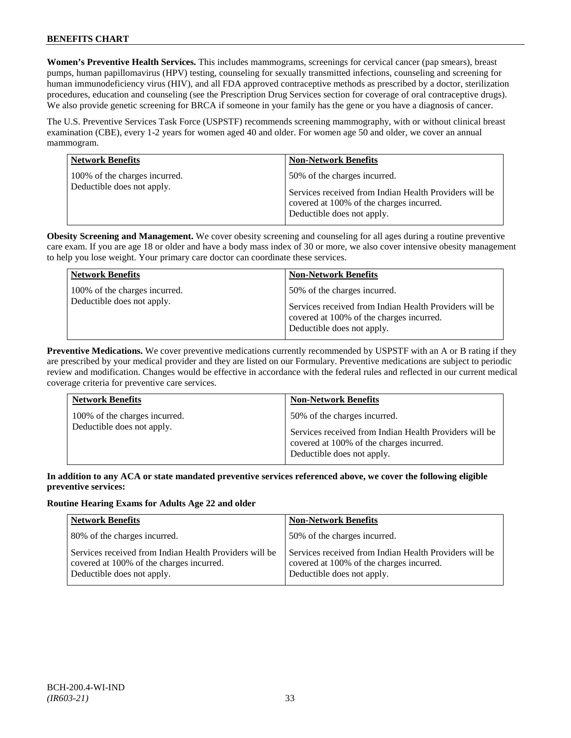**Women's Preventive Health Services.** This includes mammograms, screenings for cervical cancer (pap smears), breast pumps, human papillomavirus (HPV) testing, counseling for sexually transmitted infections, counseling and screening for human immunodeficiency virus (HIV), and all FDA approved contraceptive methods as prescribed by a doctor, sterilization procedures, education and counseling (see the Prescription Drug Services section for coverage of oral contraceptive drugs). We also provide genetic screening for BRCA if someone in your family has the gene or you have a diagnosis of cancer.

The U.S. Preventive Services Task Force (USPSTF) recommends screening mammography, with or without clinical breast examination (CBE), every 1-2 years for women aged 40 and older. For women age 50 and older, we cover an annual mammogram.

| Network Benefits | Non-Network Benefits |
|---|---|
| 100% of the charges incurred.<br>Deductible does not apply. | 50% of the charges incurred.<br><br>Services received from Indian Health Providers will be covered at 100% of the charges incurred.<br>Deductible does not apply. |

**Obesity Screening and Management.** We cover obesity screening and counseling for all ages during a routine preventive care exam. If you are age 18 or older and have a body mass index of 30 or more, we also cover intensive obesity management to help you lose weight. Your primary care doctor can coordinate these services.

| Network Benefits | Non-Network Benefits |
|---|---|
| 100% of the charges incurred.<br>Deductible does not apply. | 50% of the charges incurred.<br><br>Services received from Indian Health Providers will be covered at 100% of the charges incurred.<br>Deductible does not apply. |

**Preventive Medications.** We cover preventive medications currently recommended by USPSTF with an A or B rating if they are prescribed by your medical provider and they are listed on our Formulary. Preventive medications are subject to periodic review and modification. Changes would be effective in accordance with the federal rules and reflected in our current medical coverage criteria for preventive care services.

| Network Benefits | Non-Network Benefits |
|---|---|
| 100% of the charges incurred.<br>Deductible does not apply. | 50% of the charges incurred.<br><br>Services received from Indian Health Providers will be covered at 100% of the charges incurred.<br>Deductible does not apply. |

**In addition to any ACA or state mandated preventive services referenced above, we cover the following eligible preventive services:**

**Routine Hearing Exams for Adults Age 22 and older**

| Network Benefits | Non-Network Benefits |
|---|---|
| 80% of the charges incurred. | 50% of the charges incurred. |
| Services received from Indian Health Providers will be covered at 100% of the charges incurred.<br>Deductible does not apply. | Services received from Indian Health Providers will be covered at 100% of the charges incurred.<br>Deductible does not apply. |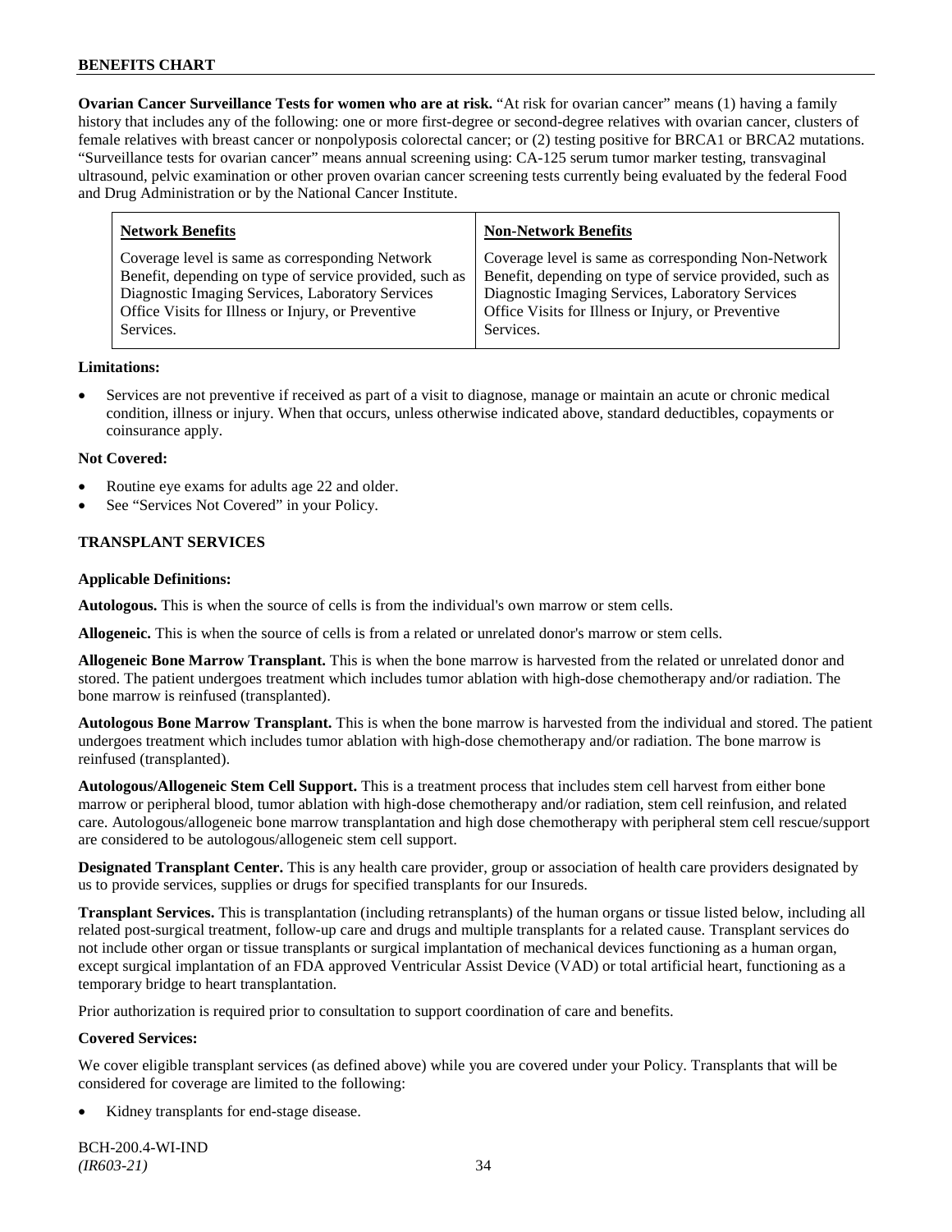**Ovarian Cancer Surveillance Tests for women who are at risk.** "At risk for ovarian cancer" means (1) having a family history that includes any of the following: one or more first-degree or second-degree relatives with ovarian cancer, clusters of female relatives with breast cancer or nonpolyposis colorectal cancer; or (2) testing positive for BRCA1 or BRCA2 mutations. "Surveillance tests for ovarian cancer" means annual screening using: CA-125 serum tumor marker testing, transvaginal ultrasound, pelvic examination or other proven ovarian cancer screening tests currently being evaluated by the federal Food and Drug Administration or by the National Cancer Institute.

| Network Benefits | Non-Network Benefits |
|---|---|
| Coverage level is same as corresponding Network Benefit, depending on type of service provided, such as Diagnostic Imaging Services, Laboratory Services Office Visits for Illness or Injury, or Preventive Services. | Coverage level is same as corresponding Non-Network Benefit, depending on type of service provided, such as Diagnostic Imaging Services, Laboratory Services Office Visits for Illness or Injury, or Preventive Services. |

**Limitations:**

- Services are not preventive if received as part of a visit to diagnose, manage or maintain an acute or chronic medical condition, illness or injury. When that occurs, unless otherwise indicated above, standard deductibles, copayments or coinsurance apply.

**Not Covered:**

- Routine eye exams for adults age 22 and older.
- See "Services Not Covered" in your Policy.

## TRANSPLANT SERVICES

**Applicable Definitions:**

**Autologous.** This is when the source of cells is from the individual's own marrow or stem cells.

**Allogeneic.** This is when the source of cells is from a related or unrelated donor's marrow or stem cells.

**Allogeneic Bone Marrow Transplant.** This is when the bone marrow is harvested from the related or unrelated donor and stored. The patient undergoes treatment which includes tumor ablation with high-dose chemotherapy and/or radiation. The bone marrow is reinfused (transplanted).

**Autologous Bone Marrow Transplant.** This is when the bone marrow is harvested from the individual and stored. The patient undergoes treatment which includes tumor ablation with high-dose chemotherapy and/or radiation. The bone marrow is reinfused (transplanted).

**Autologous/Allogeneic Stem Cell Support.** This is a treatment process that includes stem cell harvest from either bone marrow or peripheral blood, tumor ablation with high-dose chemotherapy and/or radiation, stem cell reinfusion, and related care. Autologous/allogeneic bone marrow transplantation and high dose chemotherapy with peripheral stem cell rescue/support are considered to be autologous/allogeneic stem cell support.

**Designated Transplant Center.** This is any health care provider, group or association of health care providers designated by us to provide services, supplies or drugs for specified transplants for our Insureds.

**Transplant Services.** This is transplantation (including retransplants) of the human organs or tissue listed below, including all related post-surgical treatment, follow-up care and drugs and multiple transplants for a related cause. Transplant services do not include other organ or tissue transplants or surgical implantation of mechanical devices functioning as a human organ, except surgical implantation of an FDA approved Ventricular Assist Device (VAD) or total artificial heart, functioning as a temporary bridge to heart transplantation.

Prior authorization is required prior to consultation to support coordination of care and benefits.

**Covered Services:**

We cover eligible transplant services (as defined above) while you are covered under your Policy. Transplants that will be considered for coverage are limited to the following:

- Kidney transplants for end-stage disease.

BCH-200.4-WI-IND
*(IR603-21)*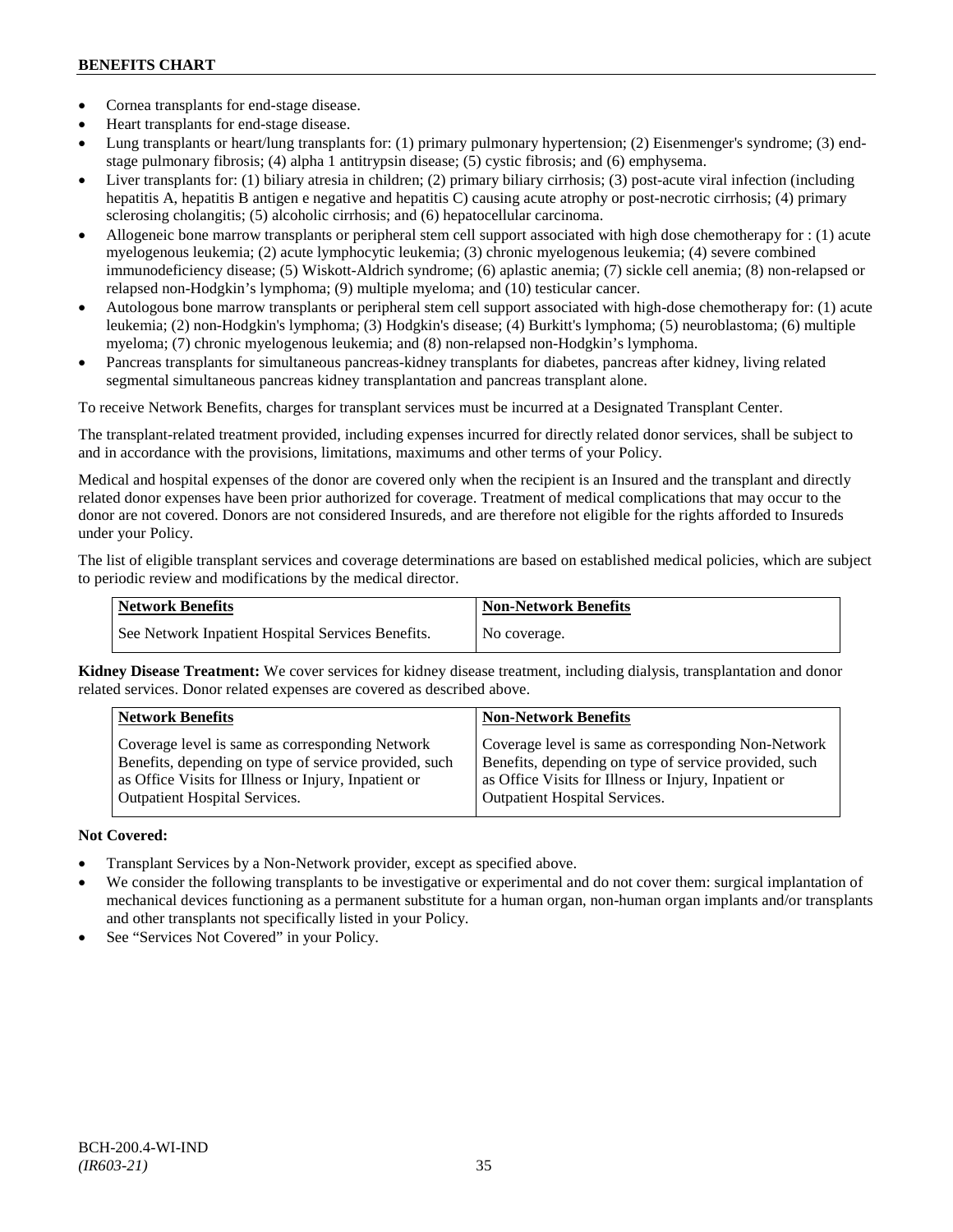- Cornea transplants for end-stage disease.
- Heart transplants for end-stage disease.
- Lung transplants or heart/lung transplants for: (1) primary pulmonary hypertension; (2) Eisenmenger's syndrome; (3) end-stage pulmonary fibrosis; (4) alpha 1 antitrypsin disease; (5) cystic fibrosis; and (6) emphysema.
- Liver transplants for: (1) biliary atresia in children; (2) primary biliary cirrhosis; (3) post-acute viral infection (including hepatitis A, hepatitis B antigen e negative and hepatitis C) causing acute atrophy or post-necrotic cirrhosis; (4) primary sclerosing cholangitis; (5) alcoholic cirrhosis; and (6) hepatocellular carcinoma.
- Allogeneic bone marrow transplants or peripheral stem cell support associated with high dose chemotherapy for : (1) acute myelogenous leukemia; (2) acute lymphocytic leukemia; (3) chronic myelogenous leukemia; (4) severe combined immunodeficiency disease; (5) Wiskott-Aldrich syndrome; (6) aplastic anemia; (7) sickle cell anemia; (8) non-relapsed or relapsed non-Hodgkin's lymphoma; (9) multiple myeloma; and (10) testicular cancer.
- Autologous bone marrow transplants or peripheral stem cell support associated with high-dose chemotherapy for: (1) acute leukemia; (2) non-Hodgkin's lymphoma; (3) Hodgkin's disease; (4) Burkitt's lymphoma; (5) neuroblastoma; (6) multiple myeloma; (7) chronic myelogenous leukemia; and (8) non-relapsed non-Hodgkin's lymphoma.
- Pancreas transplants for simultaneous pancreas-kidney transplants for diabetes, pancreas after kidney, living related segmental simultaneous pancreas kidney transplantation and pancreas transplant alone.

To receive Network Benefits, charges for transplant services must be incurred at a Designated Transplant Center.

The transplant-related treatment provided, including expenses incurred for directly related donor services, shall be subject to and in accordance with the provisions, limitations, maximums and other terms of your Policy.

Medical and hospital expenses of the donor are covered only when the recipient is an Insured and the transplant and directly related donor expenses have been prior authorized for coverage. Treatment of medical complications that may occur to the donor are not covered. Donors are not considered Insureds, and are therefore not eligible for the rights afforded to Insureds under your Policy.

The list of eligible transplant services and coverage determinations are based on established medical policies, which are subject to periodic review and modifications by the medical director.

| Network Benefits | Non-Network Benefits |
|---|---|
| See Network Inpatient Hospital Services Benefits. | No coverage. |

**Kidney Disease Treatment:** We cover services for kidney disease treatment, including dialysis, transplantation and donor related services. Donor related expenses are covered as described above.

| Network Benefits | Non-Network Benefits |
|---|---|
| Coverage level is same as corresponding Network Benefits, depending on type of service provided, such as Office Visits for Illness or Injury, Inpatient or Outpatient Hospital Services. | Coverage level is same as corresponding Non-Network Benefits, depending on type of service provided, such as Office Visits for Illness or Injury, Inpatient or Outpatient Hospital Services. |

**Not Covered:**

- Transplant Services by a Non-Network provider, except as specified above.
- We consider the following transplants to be investigative or experimental and do not cover them: surgical implantation of mechanical devices functioning as a permanent substitute for a human organ, non-human organ implants and/or transplants and other transplants not specifically listed in your Policy.
- See "Services Not Covered" in your Policy.